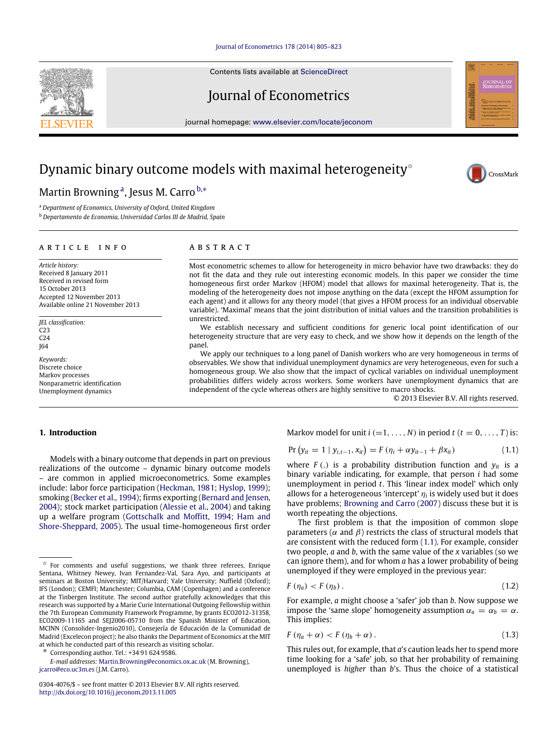# Dynamic binary outcome models with maximal heterogeneity[☆]

Martin Browning[a], Jesus M. Carro[b,*]

[a] *Department of Economics, University of Oxford, United Kingdom*

[b] *Departamento de Economia, Universidad Carlos III de Madrid, Spain*

## ARTICLE INFO

*Article history:*
Received 8 January 2011
Received in revised form
15 October 2013
Accepted 12 November 2013
Available online 21 November 2013

*JEL classification:*
C23
C24
J64

*Keywords:*
Discrete choice
Markov processes
Nonparametric identification
Unemployment dynamics

## ABSTRACT

Most econometric schemes to allow for heterogeneity in micro behavior have two drawbacks: they do not fit the data and they rule out interesting economic models. In this paper we consider the time homogeneous first order Markov (HFOM) model that allows for maximal heterogeneity. That is, the modeling of the heterogeneity does not impose anything on the data (except the HFOM assumption for each agent) and it allows for any theory model (that gives a HFOM process for an individual observable variable). 'Maximal' means that the joint distribution of initial values and the transition probabilities is unrestricted.

We establish necessary and sufficient conditions for generic local point identification of our heterogeneity structure that are very easy to check, and we show how it depends on the length of the panel.

We apply our techniques to a long panel of Danish workers who are very homogeneous in terms of observables. We show that individual unemployment dynamics are very heterogeneous, even for such a homogeneous group. We also show that the impact of cyclical variables on individual unemployment probabilities differs widely across workers. Some workers have unemployment dynamics that are independent of the cycle whereas others are highly sensitive to macro shocks.

© 2013 Elsevier B.V. All rights reserved.

## 1. Introduction

Models with a binary outcome that depends in part on previous realizations of the outcome – dynamic binary outcome models – are common in applied microeconometrics. Some examples include: labor force participation (Heckman, 1981; Hyslop, 1999); smoking (Becker et al., 1994); firms exporting (Bernard and Jensen, 2004); stock market participation (Alessie et al., 2004) and taking up a welfare program (Gottschalk and Moffitt, 1994; Ham and Shore-Sheppard, 2005). The usual time-homogeneous first order Markov model for unit $i$ (=1, ..., $N$) in period $t$ ($t = 0, \ldots, T$) is:

$$\Pr\left(y_{it} = 1 \mid y_{i,t-1}, x_{it}\right) = F\left(\eta_i + \alpha y_{it-1} + \beta x_{it}\right) \tag{1.1}$$

where $F(.)$ is a probability distribution function and $y_{it}$ is a binary variable indicating, for example, that person $i$ had some unemployment in period $t$. This 'linear index model' which only allows for a heterogeneous 'intercept' $\eta_i$ is widely used but it does have problems; Browning and Carro (2007) discuss these but it is worth repeating the objections.

The first problem is that the imposition of common slope parameters ($\alpha$ and $\beta$) restricts the class of structural models that are consistent with the reduced form (1.1). For example, consider two people, $a$ and $b$, with the same value of the $x$ variables (so we can ignore them), and for whom $a$ has a lower probability of being unemployed if they were employed in the previous year:

$$F\left(\eta_a\right) < F\left(\eta_b\right). \tag{1.2}$$

For example, $a$ might choose a 'safer' job than $b$. Now suppose we impose the 'same slope' homogeneity assumption $\alpha_a = \alpha_b = \alpha$. This implies:

$$F\left(\eta_a + \alpha\right) < F\left(\eta_b + \alpha\right). \tag{1.3}$$

This rules out, for example, that $a$'s caution leads her to spend more time looking for a 'safe' job, so that her probability of remaining unemployed is *higher* than $b$'s. Thus the choice of a statistical

---

☆ For comments and useful suggestions, we thank three referees, Enrique Sentana, Whitney Newey, Ivan Fernandez-Val, Sara Ayo, and participants at seminars at Boston University; MIT/Harvard; Yale University; Nuffield (Oxford); IFS (London); CEMFI; Manchester; Columbia, CAM (Copenhagen) and a conference at the Tinbergen Institute. The second author gratefully acknowledges that this research was supported by a Marie Curie International Outgoing Fellowship within the 7th European Community Framework Programme, by grants ECO2012-31358, ECO2009-11165 and SEJ2006-05710 from the Spanish Minister of Education, MCINN (Consolider-Ingenio2010), Consejería de Educación de la Comunidad de Madrid (Excelecon project); he also thanks the Department of Economics at the MIT at which he conducted part of this research as visiting scholar.

\* Corresponding author. Tel.: +34 91 624 9586.

*E-mail addresses:* Martin.Browning@economics.ox.ac.uk (M. Browning), jcarro@eco.uc3m.es (J.M. Carro).

0304-4076/$ – see front matter © 2013 Elsevier B.V. All rights reserved.
http://dx.doi.org/10.1016/j.jeconom.2013.11.005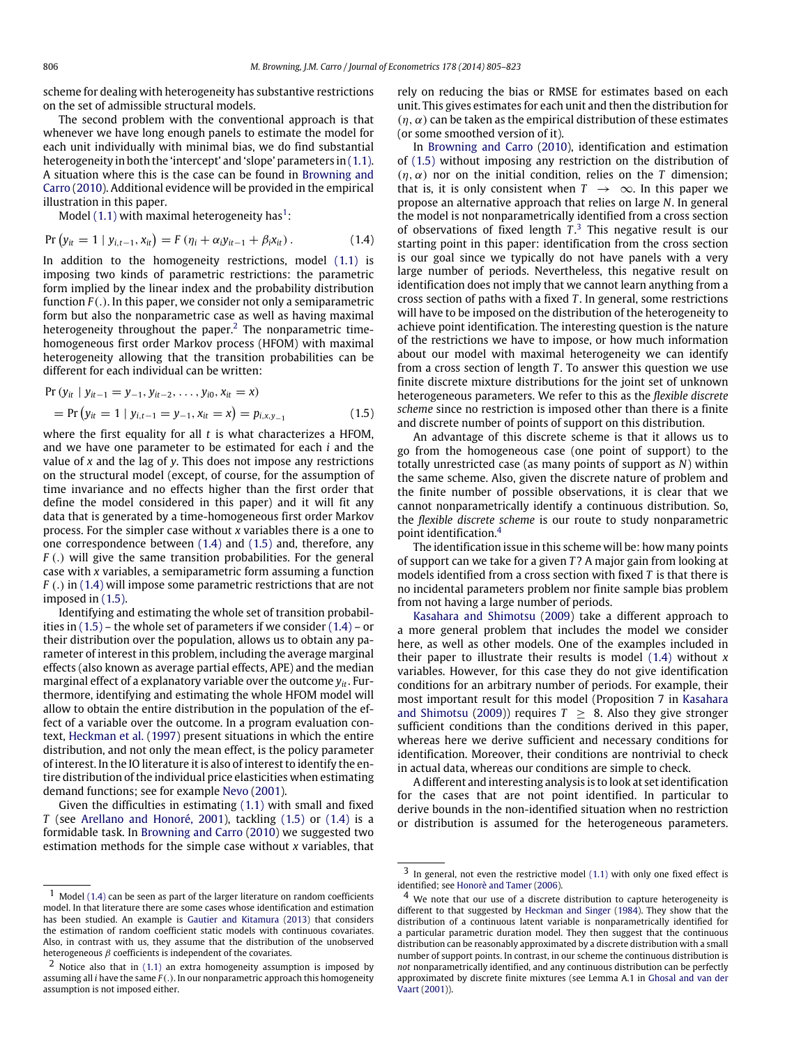scheme for dealing with heterogeneity has substantive restrictions on the set of admissible structural models.

The second problem with the conventional approach is that whenever we have long enough panels to estimate the model for each unit individually with minimal bias, we do find substantial heterogeneity in both the 'intercept' and 'slope' parameters in (1.1). A situation where this is the case can be found in Browning and Carro (2010). Additional evidence will be provided in the empirical illustration in this paper.

Model (1.1) with maximal heterogeneity has[1]:

$$\Pr\left(y_{it} = 1 \mid y_{i,t-1}, x_{it}\right) = F\left(\eta_i + \alpha_i y_{it-1} + \beta_i x_{it}\right). \tag{1.4}$$

In addition to the homogeneity restrictions, model (1.1) is imposing two kinds of parametric restrictions: the parametric form implied by the linear index and the probability distribution function $F(.)$. In this paper, we consider not only a semiparametric form but also the nonparametric case as well as having maximal heterogeneity throughout the paper.[2] The nonparametric time-homogeneous first order Markov process (HFOM) with maximal heterogeneity allowing that the transition probabilities can be different for each individual can be written:

$$\begin{aligned}
&\Pr\left(y_{it} \mid y_{it-1} = y_{-1}, y_{it-2}, \ldots, y_{i0}, x_{it} = x\right) \\
&= \Pr\left(y_{it} = 1 \mid y_{i,t-1} = y_{-1}, x_{it} = x\right) = p_{i,x,y_{-1}}
\end{aligned} \tag{1.5}$$

where the first equality for all $t$ is what characterizes a HFOM, and we have one parameter to be estimated for each $i$ and the value of $x$ and the lag of $y$. This does not impose any restrictions on the structural model (except, of course, for the assumption of time invariance and no effects higher than the first order that define the model considered in this paper) and it will fit any data that is generated by a time-homogeneous first order Markov process. For the simpler case without $x$ variables there is a one to one correspondence between (1.4) and (1.5) and, therefore, any $F(.)$ will give the same transition probabilities. For the general case with $x$ variables, a semiparametric form assuming a function $F(.)$ in (1.4) will impose some parametric restrictions that are not imposed in (1.5).

Identifying and estimating the whole set of transition probabilities in (1.5) – the whole set of parameters if we consider (1.4) – or their distribution over the population, allows us to obtain any parameter of interest in this problem, including the average marginal effects (also known as average partial effects, APE) and the median marginal effect of a explanatory variable over the outcome $y_{it}$. Furthermore, identifying and estimating the whole HFOM model will allow to obtain the entire distribution in the population of the effect of a variable over the outcome. In a program evaluation context, Heckman et al. (1997) present situations in which the entire distribution, and not only the mean effect, is the policy parameter of interest. In the IO literature it is also of interest to identify the entire distribution of the individual price elasticities when estimating demand functions; see for example Nevo (2001).

Given the difficulties in estimating (1.1) with small and fixed $T$ (see Arellano and Honoré, 2001), tackling (1.5) or (1.4) is a formidable task. In Browning and Carro (2010) we suggested two estimation methods for the simple case without $x$ variables, that rely on reducing the bias or RMSE for estimates based on each unit. This gives estimates for each unit and then the distribution for $(\eta, \alpha)$ can be taken as the empirical distribution of these estimates (or some smoothed version of it).

In Browning and Carro (2010), identification and estimation of (1.5) without imposing any restriction on the distribution of $(\eta, \alpha)$ nor on the initial condition, relies on the $T$ dimension; that is, it is only consistent when $T \to \infty$. In this paper we propose an alternative approach that relies on large $N$. In general the model is not nonparametrically identified from a cross section of observations of fixed length $T$.[3] This negative result is our starting point in this paper: identification from the cross section is our goal since we typically do not have panels with a very large number of periods. Nevertheless, this negative result on identification does not imply that we cannot learn anything from a cross section of paths with a fixed $T$. In general, some restrictions will have to be imposed on the distribution of the heterogeneity to achieve point identification. The interesting question is the nature of the restrictions we have to impose, or how much information about our model with maximal heterogeneity we can identify from a cross section of length $T$. To answer this question we use finite discrete mixture distributions for the joint set of unknown heterogeneous parameters. We refer to this as the *flexible discrete scheme* since no restriction is imposed other than there is a finite and discrete number of points of support on this distribution.

An advantage of this discrete scheme is that it allows us to go from the homogeneous case (one point of support) to the totally unrestricted case (as many points of support as $N$) within the same scheme. Also, given the discrete nature of problem and the finite number of possible observations, it is clear that we cannot nonparametrically identify a continuous distribution. So, the *flexible discrete scheme* is our route to study nonparametric point identification.[4]

The identification issue in this scheme will be: how many points of support can we take for a given $T$? A major gain from looking at models identified from a cross section with fixed $T$ is that there is no incidental parameters problem nor finite sample bias problem from not having a large number of periods.

Kasahara and Shimotsu (2009) take a different approach to a more general problem that includes the model we consider here, as well as other models. One of the examples included in their paper to illustrate their results is model (1.4) without $x$ variables. However, for this case they do not give identification conditions for an arbitrary number of periods. For example, their most important result for this model (Proposition 7 in Kasahara and Shimotsu (2009)) requires $T \geq 8$. Also they give stronger sufficient conditions than the conditions derived in this paper, whereas here we derive sufficient and necessary conditions for identification. Moreover, their conditions are nontrivial to check in actual data, whereas our conditions are simple to check.

A different and interesting analysis is to look at set identification for the cases that are not point identified. In particular to derive bounds in the non-identified situation when no restriction or distribution is assumed for the heterogeneous parameters.

---

[1] Model (1.4) can be seen as part of the larger literature on random coefficients model. In that literature there are some cases whose identification and estimation has been studied. An example is Gautier and Kitamura (2013) that considers the estimation of random coefficient static models with continuous covariates. Also, in contrast with us, they assume that the distribution of the unobserved heterogeneous $\beta$ coefficients is independent of the covariates.

[2] Notice also that in (1.1) an extra homogeneity assumption is imposed by assuming all $i$ have the same $F(.)$. In our nonparametric approach this homogeneity assumption is not imposed either.

[3] In general, not even the restrictive model (1.1) with only one fixed effect is identified; see Honorè and Tamer (2006).

[4] We note that our use of a discrete distribution to capture heterogeneity is different to that suggested by Heckman and Singer (1984). They show that the distribution of a continuous latent variable is nonparametrically identified for a particular parametric duration model. They then suggest that the continuous distribution can be reasonably approximated by a discrete distribution with a small number of support points. In contrast, in our scheme the continuous distribution is *not* nonparametrically identified, and any continuous distribution can be perfectly approximated by discrete finite mixtures (see Lemma A.1 in Ghosal and van der Vaart (2001)).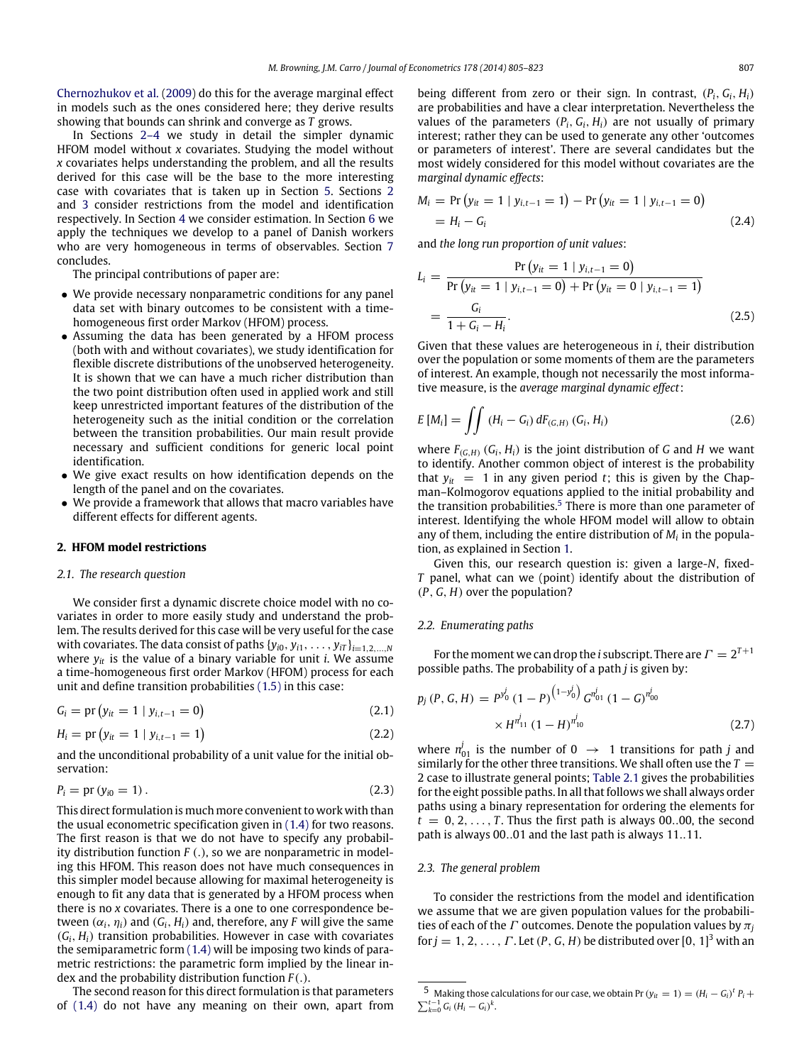Chernozhukov et al. (2009) do this for the average marginal effect in models such as the ones considered here; they derive results showing that bounds can shrink and converge as $T$ grows.

In Sections 2–4 we study in detail the simpler dynamic HFOM model without $x$ covariates. Studying the model without $x$ covariates helps understanding the problem, and all the results derived for this case will be the base to the more interesting case with covariates that is taken up in Section 5. Sections 2 and 3 consider restrictions from the model and identification respectively. In Section 4 we consider estimation. In Section 6 we apply the techniques we develop to a panel of Danish workers who are very homogeneous in terms of observables. Section 7 concludes.

The principal contributions of paper are:

- We provide necessary nonparametric conditions for any panel data set with binary outcomes to be consistent with a time-homogeneous first order Markov (HFOM) process.
- Assuming the data has been generated by a HFOM process (both with and without covariates), we study identification for flexible discrete distributions of the unobserved heterogeneity. It is shown that we can have a much richer distribution than the two point distribution often used in applied work and still keep unrestricted important features of the distribution of the heterogeneity such as the initial condition or the correlation between the transition probabilities. Our main result provide necessary and sufficient conditions for generic local point identification.
- We give exact results on how identification depends on the length of the panel and on the covariates.
- We provide a framework that allows that macro variables have different effects for different agents.

## 2. HFOM model restrictions

### 2.1. The research question

We consider first a dynamic discrete choice model with no covariates in order to more easily study and understand the problem. The results derived for this case will be very useful for the case with covariates. The data consist of paths $\{y_{i0}, y_{i1}, \ldots, y_{iT}\}_{i=1,2,\ldots,N}$ where $y_{it}$ is the value of a binary variable for unit $i$. We assume a time-homogeneous first order Markov (HFOM) process for each unit and define transition probabilities (1.5) in this case:

$$G_i = \text{pr}\left(y_{it} = 1 \mid y_{i,t-1} = 0\right) \tag{2.1}$$

$$H_i = \text{pr}\left(y_{it} = 1 \mid y_{i,t-1} = 1\right) \tag{2.2}$$

and the unconditional probability of a unit value for the initial observation:

$$P_i = \text{pr}\left(y_{i0} = 1\right). \tag{2.3}$$

This direct formulation is much more convenient to work with than the usual econometric specification given in (1.4) for two reasons. The first reason is that we do not have to specify any probability distribution function $F(.)$, so we are nonparametric in modeling this HFOM. This reason does not have much consequences in this simpler model because allowing for maximal heterogeneity is enough to fit any data that is generated by a HFOM process when there is no $x$ covariates. There is a one to one correspondence between $(\alpha_i, \eta_i)$ and $(G_i, H_i)$ and, therefore, any $F$ will give the same $(G_i, H_i)$ transition probabilities. However in case with covariates the semiparametric form (1.4) will be imposing two kinds of parametric restrictions: the parametric form implied by the linear index and the probability distribution function $F(.)$.

The second reason for this direct formulation is that parameters of (1.4) do not have any meaning on their own, apart from being different from zero or their sign. In contrast, $(P_i, G_i, H_i)$ are probabilities and have a clear interpretation. Nevertheless the values of the parameters $(P_i, G_i, H_i)$ are not usually of primary interest; rather they can be used to generate any other 'outcomes or parameters of interest'. There are several candidates but the most widely considered for this model without covariates are the *marginal dynamic effects*:

$$\begin{aligned} M_i &= \Pr\left(y_{it} = 1 \mid y_{i,t-1} = 1\right) - \Pr\left(y_{it} = 1 \mid y_{i,t-1} = 0\right) \\ &= H_i - G_i \end{aligned} \tag{2.4}$$

and *the long run proportion of unit values*:

$$\begin{aligned} L_i &= \frac{\Pr\left(y_{it} = 1 \mid y_{i,t-1} = 0\right)}{\Pr\left(y_{it} = 1 \mid y_{i,t-1} = 0\right) + \Pr\left(y_{it} = 0 \mid y_{i,t-1} = 1\right)} \\ &= \frac{G_i}{1 + G_i - H_i}. \end{aligned} \tag{2.5}$$

Given that these values are heterogeneous in $i$, their distribution over the population or some moments of them are the parameters of interest. An example, though not necessarily the most informative measure, is the *average marginal dynamic effect*:

$$E\left[M_i\right] = \iint \left(H_i - G_i\right) dF_{(G,H)}\left(G_i, H_i\right) \tag{2.6}$$

where $F_{(G,H)}(G_i, H_i)$ is the joint distribution of $G$ and $H$ we want to identify. Another common object of interest is the probability that $y_{it} = 1$ in any given period $t$; this is given by the Chapman–Kolmogorov equations applied to the initial probability and the transition probabilities.[5] There is more than one parameter of interest. Identifying the whole HFOM model will allow to obtain any of them, including the entire distribution of $M_i$ in the population, as explained in Section 1.

Given this, our research question is: given a large-$N$, fixed-$T$ panel, what can we (point) identify about the distribution of $(P, G, H)$ over the population?

### 2.2. Enumerating paths

For the moment we can drop the $i$ subscript. There are $\Gamma = 2^{T+1}$ possible paths. The probability of a path $j$ is given by:

$$\begin{aligned} p_j(P, G, H) = {} & P^{y_0^j}(1-P)^{\left(1-y_0^j\right)} G^{n_{01}^j}(1-G)^{n_{00}^j} \\ & \times H^{n_{11}^j}(1-H)^{n_{10}^j} \end{aligned} \tag{2.7}$$

where $n_{01}^j$ is the number of $0 \rightarrow 1$ transitions for path $j$ and similarly for the other three transitions. We shall often use the $T = 2$ case to illustrate general points; Table 2.1 gives the probabilities for the eight possible paths. In all that follows we shall always order paths using a binary representation for ordering the elements for $t = 0, 2, \ldots, T$. Thus the first path is always 00..00, the second path is always 00..01 and the last path is always 11..11.

### 2.3. The general problem

To consider the restrictions from the model and identification we assume that we are given population values for the probabilities of each of the $\Gamma$ outcomes. Denote the population values by $\pi_j$ for $j = 1, 2, \ldots, \Gamma$. Let $(P, G, H)$ be distributed over $[0, 1]^3$ with an

[5] Making those calculations for our case, we obtain $\Pr(y_{it} = 1) = (H_i - G_i)^t P_i + \sum_{k=0}^{t-1} G_i (H_i - G_i)^k$.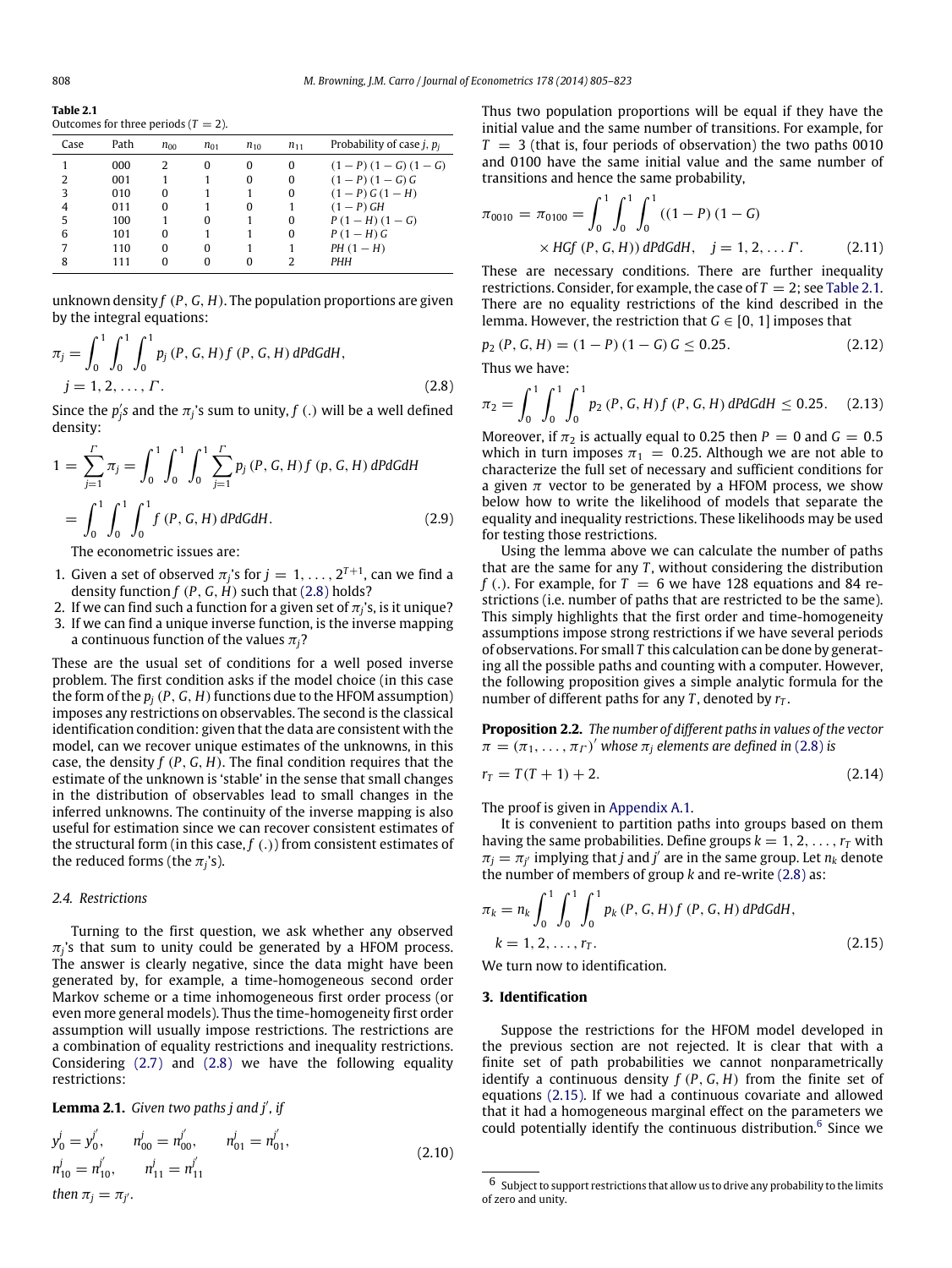**Table 2.1**
Outcomes for three periods ($T = 2$).

| Case | Path | $n_{00}$ | $n_{01}$ | $n_{10}$ | $n_{11}$ | Probability of case $j$, $p_j$ |
|---|---|---|---|---|---|---|
| 1 | 000 | 2 | 0 | 0 | 0 | $(1-P)(1-G)(1-G)$ |
| 2 | 001 | 1 | 1 | 0 | 0 | $(1-P)(1-G)G$ |
| 3 | 010 | 0 | 1 | 1 | 0 | $(1-P)G(1-H)$ |
| 4 | 011 | 0 | 1 | 0 | 1 | $(1-P)GH$ |
| 5 | 100 | 1 | 0 | 1 | 0 | $P(1-H)(1-G)$ |
| 6 | 101 | 0 | 1 | 1 | 0 | $P(1-H)G$ |
| 7 | 110 | 0 | 0 | 1 | 1 | $PH(1-H)$ |
| 8 | 111 | 0 | 0 | 0 | 2 | $PHH$ |

unknown density $f(P, G, H)$. The population proportions are given by the integral equations:

$$\pi_j = \int_0^1 \int_0^1 \int_0^1 p_j(P, G, H) f(P, G, H)\, dPdGdH, \quad j = 1, 2, \ldots, \Gamma. \tag{2.8}$$

Since the $p_j'$s and the $\pi_j$'s sum to unity, $f(.)$ will be a well defined density:

$$1 = \sum_{j=1}^{\Gamma} \pi_j = \int_0^1 \int_0^1 \int_0^1 \sum_{j=1}^{\Gamma} p_j(P, G, H) f(p, G, H)\, dPdGdH = \int_0^1 \int_0^1 \int_0^1 f(P, G, H)\, dPdGdH. \tag{2.9}$$

The econometric issues are:

1. Given a set of observed $\pi_j$'s for $j = 1, \ldots, 2^{T+1}$, can we find a density function $f(P, G, H)$ such that (2.8) holds?
2. If we can find such a function for a given set of $\pi_j$'s, is it unique?
3. If we can find a unique inverse function, is the inverse mapping a continuous function of the values $\pi_j$?

These are the usual set of conditions for a well posed inverse problem. The first condition asks if the model choice (in this case the form of the $p_j(P, G, H)$ functions due to the HFOM assumption) imposes any restrictions on observables. The second is the classical identification condition: given that the data are consistent with the model, can we recover unique estimates of the unknowns, in this case, the density $f(P, G, H)$. The final condition requires that the estimate of the unknown is 'stable' in the sense that small changes in the distribution of observables lead to small changes in the inferred unknowns. The continuity of the inverse mapping is also useful for estimation since we can recover consistent estimates of the structural form (in this case, $f(.)$) from consistent estimates of the reduced forms (the $\pi_j$'s).

### 2.4. Restrictions

Turning to the first question, we ask whether any observed $\pi_j$'s that sum to unity could be generated by a HFOM process. The answer is clearly negative, since the data might have been generated by, for example, a time-homogeneous second order Markov scheme or a time inhomogeneous first order process (or even more general models). Thus the time-homogeneity first order assumption will usually impose restrictions. The restrictions are a combination of equality restrictions and inequality restrictions. Considering (2.7) and (2.8) we have the following equality restrictions:

**Lemma 2.1.** *Given two paths $j$ and $j'$, if*

$$y_0^j = y_0^{j'}, \quad n_{00}^j = n_{00}^{j'}, \quad n_{01}^j = n_{01}^{j'}, \quad n_{10}^j = n_{10}^{j'}, \quad n_{11}^j = n_{11}^{j'} \tag{2.10}$$

*then $\pi_j = \pi_{j'}$.*

Thus two population proportions will be equal if they have the initial value and the same number of transitions. For example, for $T = 3$ (that is, four periods of observation) the two paths 0010 and 0100 have the same initial value and the same number of transitions and hence the same probability,

$$\pi_{0010} = \pi_{0100} = \int_0^1 \int_0^1 \int_0^1 ((1-P)(1-G) \times HGf(P, G, H))\, dPdGdH, \quad j = 1, 2, \ldots \Gamma. \tag{2.11}$$

These are necessary conditions. There are further inequality restrictions. Consider, for example, the case of $T = 2$; see Table 2.1. There are no equality restrictions of the kind described in the lemma. However, the restriction that $G \in [0, 1]$ imposes that

$$p_2(P, G, H) = (1-P)(1-G)G \le 0.25. \tag{2.12}$$

Thus we have:

$$\pi_2 = \int_0^1 \int_0^1 \int_0^1 p_2(P, G, H) f(P, G, H)\, dPdGdH \le 0.25. \tag{2.13}$$

Moreover, if $\pi_2$ is actually equal to 0.25 then $P = 0$ and $G = 0.5$ which in turn imposes $\pi_1 = 0.25$. Although we are not able to characterize the full set of necessary and sufficient conditions for a given $\pi$ vector to be generated by a HFOM process, we show below how to write the likelihood of models that separate the equality and inequality restrictions. These likelihoods may be used for testing those restrictions.

Using the lemma above we can calculate the number of paths that are the same for any $T$, without considering the distribution $f(.)$. For example, for $T = 6$ we have 128 equations and 84 restrictions (i.e. number of paths that are restricted to be the same). This simply highlights that the first order and time-homogeneity assumptions impose strong restrictions if we have several periods of observations. For small $T$ this calculation can be done by generating all the possible paths and counting with a computer. However, the following proposition gives a simple analytic formula for the number of different paths for any $T$, denoted by $r_T$.

**Proposition 2.2.** *The number of different paths in values of the vector $\pi = (\pi_1, \ldots, \pi_\Gamma)'$ whose $\pi_j$ elements are defined in (2.8) is*

$$r_T = T(T+1) + 2. \tag{2.14}$$

The proof is given in Appendix A.1.

It is convenient to partition paths into groups based on them having the same probabilities. Define groups $k = 1, 2, \ldots, r_T$ with $\pi_j = \pi_{j'}$ implying that $j$ and $j'$ are in the same group. Let $n_k$ denote the number of members of group $k$ and re-write (2.8) as:

$$\pi_k = n_k \int_0^1 \int_0^1 \int_0^1 p_k(P, G, H) f(P, G, H)\, dPdGdH, \quad k = 1, 2, \ldots, r_T. \tag{2.15}$$

We turn now to identification.

## 3. Identification

Suppose the restrictions for the HFOM model developed in the previous section are not rejected. It is clear that with a finite set of path probabilities we cannot nonparametrically identify a continuous density $f(P, G, H)$ from the finite set of equations (2.15). If we had a continuous covariate and allowed that it had a homogeneous marginal effect on the parameters we could potentially identify the continuous distribution.[6] Since we

[6] Subject to support restrictions that allow us to drive any probability to the limits of zero and unity.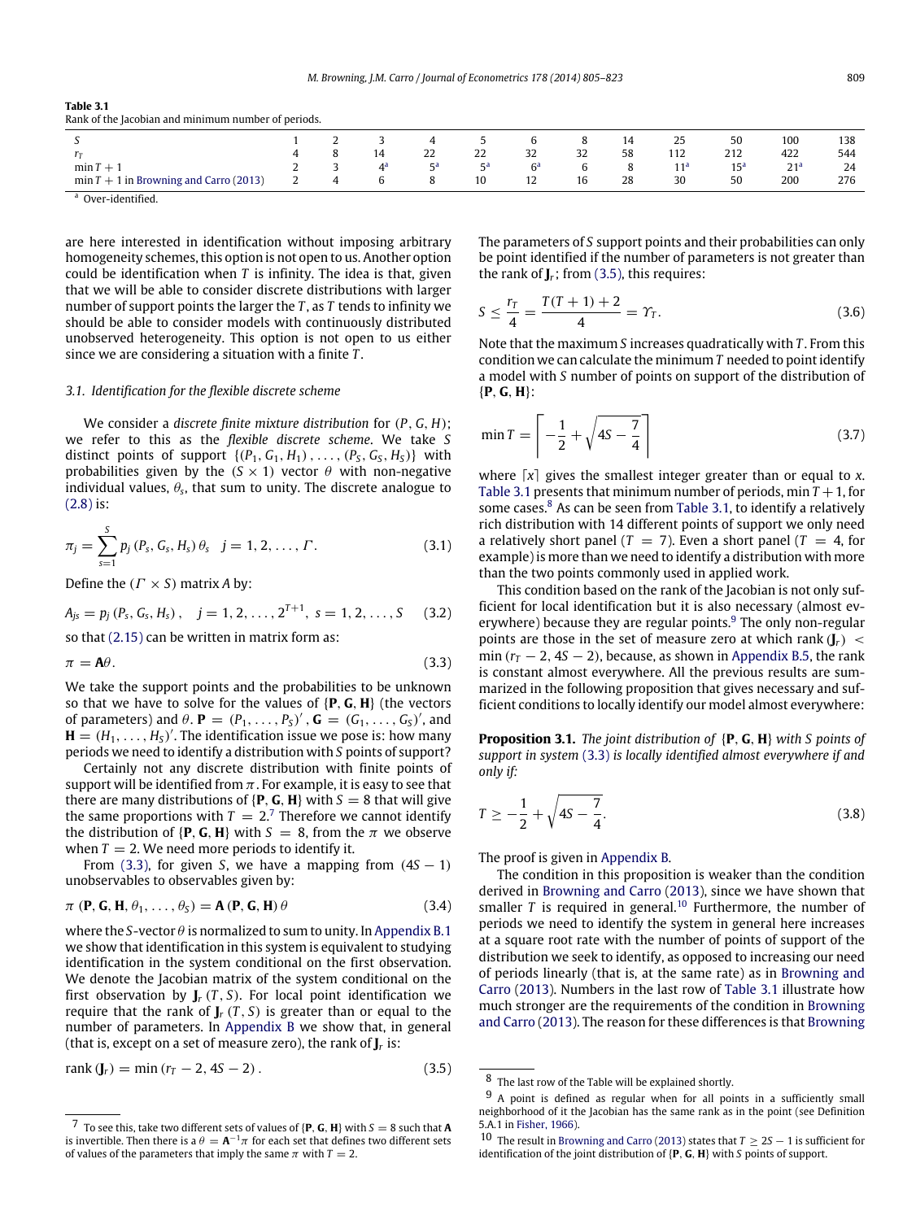**Table 3.1**
Rank of the Jacobian and minimum number of periods.

| $S$ | 1 | 2 | 3 | 4 | 5 | 6 | 8 | 14 | 25 | 50 | 100 | 138 |
|---|---|---|---|---|---|---|---|---|---|---|---|---|
| $r_T$ | 4 | 8 | 14 | 22 | 22 | 32 | 32 | 58 | 112 | 212 | 422 | 544 |
| $\min T + 1$ | 2 | 3 | 4[a] | 5[a] | 5[a] | 6[a] | 6 | 8 | 11[a] | 15[a] | 21[a] | 24 |
| $\min T + 1$ in Browning and Carro (2013) | 2 | 4 | 6 | 8 | 10 | 12 | 16 | 28 | 30 | 50 | 200 | 276 |

[a] Over-identified.

are here interested in identification without imposing arbitrary homogeneity schemes, this option is not open to us. Another option could be identification when $T$ is infinity. The idea is that, given that we will be able to consider discrete distributions with larger number of support points the larger the $T$, as $T$ tends to infinity we should be able to consider models with continuously distributed unobserved heterogeneity. This option is not open to us either since we are considering a situation with a finite $T$.

### 3.1. Identification for the flexible discrete scheme

We consider a *discrete finite mixture distribution* for $(P, G, H)$; we refer to this as the *flexible discrete scheme*. We take $S$ distinct points of support $\{(P_1, G_1, H_1), \dots, (P_S, G_S, H_S)\}$ with probabilities given by the $(S \times 1)$ vector $\theta$ with non-negative individual values, $\theta_s$, that sum to unity. The discrete analogue to (2.8) is:

$$\pi_j = \sum_{s=1}^{S} p_j (P_s, G_s, H_s) \theta_s \quad j = 1, 2, \dots, \Gamma. \tag{3.1}$$

Define the $(\Gamma \times S)$ matrix $A$ by:

$$A_{js} = p_j (P_s, G_s, H_s), \quad j = 1, 2, \dots, 2^{T+1}, \; s = 1, 2, \dots, S \tag{3.2}$$

so that (2.15) can be written in matrix form as:

$$\pi = \mathbf{A}\theta. \tag{3.3}$$

We take the support points and the probabilities to be unknown so that we have to solve for the values of $\{\mathbf{P}, \mathbf{G}, \mathbf{H}\}$ (the vectors of parameters) and $\theta$. $\mathbf{P} = (P_1, \dots, P_S)'$, $\mathbf{G} = (G_1, \dots, G_S)'$, and $\mathbf{H} = (H_1, \dots, H_S)'$. The identification issue we pose is: how many periods we need to identify a distribution with $S$ points of support?

Certainly not any discrete distribution with finite points of support will be identified from $\pi$. For example, it is easy to see that there are many distributions of $\{\mathbf{P}, \mathbf{G}, \mathbf{H}\}$ with $S = 8$ that will give the same proportions with $T = 2$.[7] Therefore we cannot identify the distribution of $\{\mathbf{P}, \mathbf{G}, \mathbf{H}\}$ with $S = 8$, from the $\pi$ we observe when $T = 2$. We need more periods to identify it.

From (3.3), for given $S$, we have a mapping from $(4S - 1)$ unobservables to observables given by:

$$\pi (\mathbf{P}, \mathbf{G}, \mathbf{H}, \theta_1, \dots, \theta_S) = \mathbf{A} (\mathbf{P}, \mathbf{G}, \mathbf{H}) \theta \tag{3.4}$$

where the $S$-vector $\theta$ is normalized to sum to unity. In Appendix B.1 we show that identification in this system is equivalent to studying identification in the system conditional on the first observation. We denote the Jacobian matrix of the system conditional on the first observation by $\mathbf{J}_r (T, S)$. For local point identification we require that the rank of $\mathbf{J}_r (T, S)$ is greater than or equal to the number of parameters. In Appendix B we show that, in general (that is, except on a set of measure zero), the rank of $\mathbf{J}_r$ is:

$$\text{rank} (\mathbf{J}_r) = \min (r_T - 2, 4S - 2). \tag{3.5}$$

The parameters of $S$ support points and their probabilities can only be point identified if the number of parameters is not greater than the rank of $\mathbf{J}_r$; from (3.5), this requires:

$$S \leq \frac{r_T}{4} = \frac{T(T+1) + 2}{4} = \Upsilon_T. \tag{3.6}$$

Note that the maximum $S$ increases quadratically with $T$. From this condition we can calculate the minimum $T$ needed to point identify a model with $S$ number of points on support of the distribution of $\{\mathbf{P}, \mathbf{G}, \mathbf{H}\}$:

$$\min T = \left\lceil -\frac{1}{2} + \sqrt{4S - \frac{7}{4}} \right\rceil \tag{3.7}$$

where $\lceil x \rceil$ gives the smallest integer greater than or equal to $x$. Table 3.1 presents that minimum number of periods, $\min T + 1$, for some cases.[8] As can be seen from Table 3.1, to identify a relatively rich distribution with 14 different points of support we only need a relatively short panel ($T = 7$). Even a short panel ($T = 4$, for example) is more than we need to identify a distribution with more than the two points commonly used in applied work.

This condition based on the rank of the Jacobian is not only sufficient for local identification but it is also necessary (almost everywhere) because they are regular points.[9] The only non-regular points are those in the set of measure zero at which rank $(\mathbf{J}_r) < \min (r_T - 2, 4S - 2)$, because, as shown in Appendix B.5, the rank is constant almost everywhere. All the previous results are summarized in the following proposition that gives necessary and sufficient conditions to locally identify our model almost everywhere:

**Proposition 3.1.** *The joint distribution of* $\{\mathbf{P}, \mathbf{G}, \mathbf{H}\}$ *with* $S$ *points of support in system* (3.3) *is locally identified almost everywhere if and only if:*

$$T \geq -\frac{1}{2} + \sqrt{4S - \frac{7}{4}}. \tag{3.8}$$

The proof is given in Appendix B.

The condition in this proposition is weaker than the condition derived in Browning and Carro (2013), since we have shown that smaller $T$ is required in general.[10] Furthermore, the number of periods we need to identify the system in general here increases at a square root rate with the number of points of support of the distribution we seek to identify, as opposed to increasing our need of periods linearly (that is, at the same rate) as in Browning and Carro (2013). Numbers in the last row of Table 3.1 illustrate how much stronger are the requirements of the condition in Browning and Carro (2013). The reason for these differences is that Browning

---

[7] To see this, take two different sets of values of $\{\mathbf{P}, \mathbf{G}, \mathbf{H}\}$ with $S = 8$ such that $\mathbf{A}$ is invertible. Then there is a $\theta = \mathbf{A}^{-1}\pi$ for each set that defines two different sets of values of the parameters that imply the same $\pi$ with $T = 2$.

[8] The last row of the Table will be explained shortly.

[9] A point is defined as regular when for all points in a sufficiently small neighborhood of it the Jacobian has the same rank as in the point (see Definition 5.A.1 in Fisher, 1966).

[10] The result in Browning and Carro (2013) states that $T \geq 2S - 1$ is sufficient for identification of the joint distribution of $\{\mathbf{P}, \mathbf{G}, \mathbf{H}\}$ with $S$ points of support.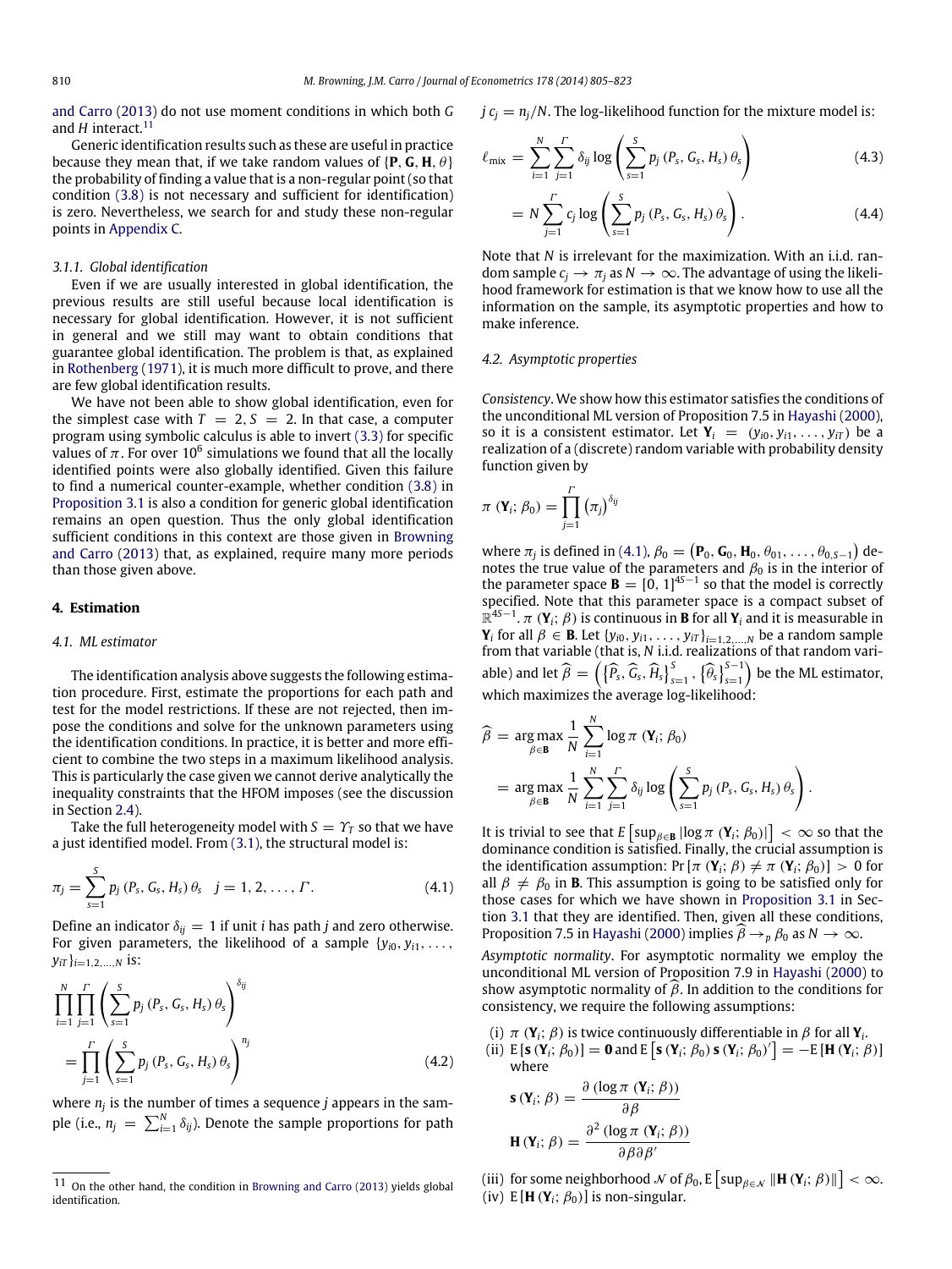and Carro (2013) do not use moment conditions in which both $G$ and $H$ interact.[11]

Generic identification results such as these are useful in practice because they mean that, if we take random values of $\{\mathbf{P}, \mathbf{G}, \mathbf{H}, \theta\}$ the probability of finding a value that is a non-regular point (so that condition (3.8) is not necessary and sufficient for identification) is zero. Nevertheless, we search for and study these non-regular points in Appendix C.

### 3.1.1. Global identification

Even if we are usually interested in global identification, the previous results are still useful because local identification is necessary for global identification. However, it is not sufficient in general and we still may want to obtain conditions that guarantee global identification. The problem is that, as explained in Rothenberg (1971), it is much more difficult to prove, and there are few global identification results.

We have not been able to show global identification, even for the simplest case with $T = 2, S = 2$. In that case, a computer program using symbolic calculus is able to invert (3.3) for specific values of $\pi$. For over $10^6$ simulations we found that all the locally identified points were also globally identified. Given this failure to find a numerical counter-example, whether condition (3.8) in Proposition 3.1 is also a condition for generic global identification remains an open question. Thus the only global identification sufficient conditions in this context are those given in Browning and Carro (2013) that, as explained, require many more periods than those given above.

## 4. Estimation

### 4.1. ML estimator

The identification analysis above suggests the following estimation procedure. First, estimate the proportions for each path and test for the model restrictions. If these are not rejected, then impose the conditions and solve for the unknown parameters using the identification conditions. In practice, it is better and more efficient to combine the two steps in a maximum likelihood analysis. This is particularly the case given we cannot derive analytically the inequality constraints that the HFOM imposes (see the discussion in Section 2.4).

Take the full heterogeneity model with $S = \Upsilon_T$ so that we have a just identified model. From (3.1), the structural model is:

$$\pi_j = \sum_{s=1}^{S} p_j\left(P_s, G_s, H_s\right)\theta_s \quad j = 1, 2, \ldots, \Gamma. \tag{4.1}$$

Define an indicator $\delta_{ij} = 1$ if unit $i$ has path $j$ and zero otherwise. For given parameters, the likelihood of a sample $\{y_{i0}, y_{i1}, \ldots, y_{iT}\}_{i=1,2,\ldots,N}$ is:

$$\prod_{i=1}^{N}\prod_{j=1}^{\Gamma}\left(\sum_{s=1}^{S} p_j\left(P_s, G_s, H_s\right)\theta_s\right)^{\delta_{ij}} = \prod_{j=1}^{\Gamma}\left(\sum_{s=1}^{S} p_j\left(P_s, G_s, H_s\right)\theta_s\right)^{n_j} \tag{4.2}$$

where $n_j$ is the number of times a sequence $j$ appears in the sample (i.e., $n_j = \sum_{i=1}^{N}\delta_{ij}$). Denote the sample proportions for path $j$ $c_j = n_j/N$. The log-likelihood function for the mixture model is:

$$\ell_{\text{mix}} = \sum_{i=1}^{N}\sum_{j=1}^{\Gamma}\delta_{ij}\log\left(\sum_{s=1}^{S} p_j\left(P_s, G_s, H_s\right)\theta_s\right) \tag{4.3}$$

$$= N\sum_{j=1}^{\Gamma} c_j \log\left(\sum_{s=1}^{S} p_j\left(P_s, G_s, H_s\right)\theta_s\right). \tag{4.4}$$

Note that $N$ is irrelevant for the maximization. With an i.i.d. random sample $c_j \to \pi_j$ as $N \to \infty$. The advantage of using the likelihood framework for estimation is that we know how to use all the information on the sample, its asymptotic properties and how to make inference.

### 4.2. Asymptotic properties

*Consistency*. We show how this estimator satisfies the conditions of the unconditional ML version of Proposition 7.5 in Hayashi (2000), so it is a consistent estimator. Let $\mathbf{Y}_i = (y_{i0}, y_{i1}, \ldots, y_{iT})$ be a realization of a (discrete) random variable with probability density function given by

$$\pi\left(\mathbf{Y}_i; \beta_0\right) = \prod_{j=1}^{\Gamma}\left(\pi_j\right)^{\delta_{ij}}$$

where $\pi_j$ is defined in (4.1), $\beta_0 = \left(\mathbf{P}_0, \mathbf{G}_0, \mathbf{H}_0, \theta_{01}, \ldots, \theta_{0,S-1}\right)$ denotes the true value of the parameters and $\beta_0$ is in the interior of the parameter space $\mathbf{B} = [0, 1]^{4S-1}$ so that the model is correctly specified. Note that this parameter space is a compact subset of $\mathbb{R}^{4S-1}$. $\pi\left(\mathbf{Y}_i; \beta\right)$ is continuous in $\mathbf{B}$ for all $\mathbf{Y}_i$ and it is measurable in $\mathbf{Y}_i$ for all $\beta \in \mathbf{B}$. Let $\{y_{i0}, y_{i1}, \ldots, y_{iT}\}_{i=1,2,\ldots,N}$ be a random sample from that variable (that is, $N$ i.i.d. realizations of that random variable) and let $\widehat{\beta} = \left(\left\{\widehat{P}_s, \widehat{G}_s, \widehat{H}_s\right\}_{s=1}^{S}, \left\{\widehat{\theta}_s\right\}_{s=1}^{S-1}\right)$ be the ML estimator, which maximizes the average log-likelihood:

$$\widehat{\beta} = \underset{\beta \in \mathbf{B}}{\arg\max}\ \frac{1}{N}\sum_{i=1}^{N}\log\pi\left(\mathbf{Y}_i; \beta_0\right)$$

$$= \underset{\beta \in \mathbf{B}}{\arg\max}\ \frac{1}{N}\sum_{i=1}^{N}\sum_{j=1}^{\Gamma}\delta_{ij}\log\left(\sum_{s=1}^{S} p_j\left(P_s, G_s, H_s\right)\theta_s\right).$$

It is trivial to see that $E\left[\sup_{\beta \in \mathbf{B}}\left|\log\pi\left(\mathbf{Y}_i; \beta_0\right)\right|\right] < \infty$ so that the dominance condition is satisfied. Finally, the crucial assumption is the identification assumption: $\Pr\left[\pi\left(\mathbf{Y}_i; \beta\right) \neq \pi\left(\mathbf{Y}_i; \beta_0\right)\right] > 0$ for all $\beta \neq \beta_0$ in $\mathbf{B}$. This assumption is going to be satisfied only for those cases for which we have shown in Proposition 3.1 in Section 3.1 that they are identified. Then, given all these conditions, Proposition 7.5 in Hayashi (2000) implies $\widehat{\beta} \to_p \beta_0$ as $N \to \infty$.

*Asymptotic normality*. For asymptotic normality we employ the unconditional ML version of Proposition 7.9 in Hayashi (2000) to show asymptotic normality of $\widehat{\beta}$. In addition to the conditions for consistency, we require the following assumptions:

(i) $\pi\left(\mathbf{Y}_i; \beta\right)$ is twice continuously differentiable in $\beta$ for all $\mathbf{Y}_i$.

(ii) $\mathrm{E}\left[\mathbf{s}\left(\mathbf{Y}_i; \beta_0\right)\right] = \mathbf{0}$ and $\mathrm{E}\left[\mathbf{s}\left(\mathbf{Y}_i; \beta_0\right)\mathbf{s}\left(\mathbf{Y}_i; \beta_0\right)'\right] = -\mathrm{E}\left[\mathbf{H}\left(\mathbf{Y}_i; \beta\right)\right]$ where

$$\mathbf{s}\left(\mathbf{Y}_i; \beta\right) = \frac{\partial\left(\log\pi\left(\mathbf{Y}_i; \beta\right)\right)}{\partial\beta}$$

$$\mathbf{H}\left(\mathbf{Y}_i; \beta\right) = \frac{\partial^2\left(\log\pi\left(\mathbf{Y}_i; \beta\right)\right)}{\partial\beta\partial\beta'}$$

(iii) for some neighborhood $\mathcal{N}$ of $\beta_0$, $\mathrm{E}\left[\sup_{\beta \in \mathcal{N}}\left\|\mathbf{H}\left(\mathbf{Y}_i; \beta\right)\right\|\right] < \infty$.

(iv) $\mathrm{E}\left[\mathbf{H}\left(\mathbf{Y}_i; \beta_0\right)\right]$ is non-singular.

[11] On the other hand, the condition in Browning and Carro (2013) yields global identification.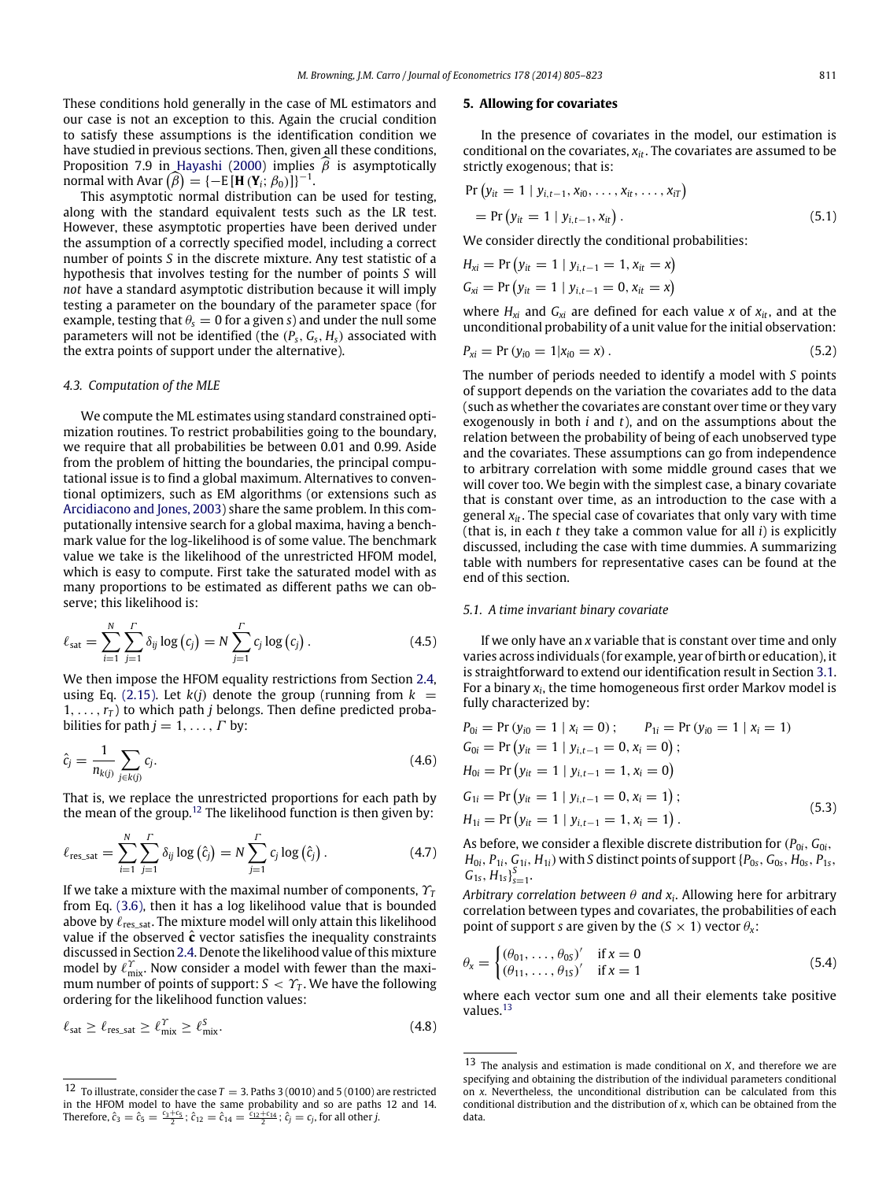These conditions hold generally in the case of ML estimators and our case is not an exception to this. Again the crucial condition to satisfy these assumptions is the identification condition we have studied in previous sections. Then, given all these conditions, Proposition 7.9 in Hayashi (2000) implies $\widehat{\beta}$ is asymptotically normal with Avar $(\widehat{\beta}) = \{-\mathrm{E}[\mathbf{H}(\mathbf{Y}_i;\beta_0)]\}^{-1}$.

This asymptotic normal distribution can be used for testing, along with the standard equivalent tests such as the LR test. However, these asymptotic properties have been derived under the assumption of a correctly specified model, including a correct number of points $S$ in the discrete mixture. Any test statistic of a hypothesis that involves testing for the number of points $S$ will *not* have a standard asymptotic distribution because it will imply testing a parameter on the boundary of the parameter space (for example, testing that $\theta_s = 0$ for a given $s$) and under the null some parameters will not be identified (the $(P_s, G_s, H_s)$ associated with the extra points of support under the alternative).

### 4.3. Computation of the MLE

We compute the ML estimates using standard constrained optimization routines. To restrict probabilities going to the boundary, we require that all probabilities be between 0.01 and 0.99. Aside from the problem of hitting the boundaries, the principal computational issue is to find a global maximum. Alternatives to conventional optimizers, such as EM algorithms (or extensions such as Arcidiacono and Jones, 2003) share the same problem. In this computationally intensive search for a global maxima, having a benchmark value for the log-likelihood is of some value. The benchmark value we take is the likelihood of the unrestricted HFOM model, which is easy to compute. First take the saturated model with as many proportions to be estimated as different paths we can observe; this likelihood is:

$$\ell_{\text{sat}} = \sum_{i=1}^{N}\sum_{j=1}^{\Gamma}\delta_{ij}\log\left(c_j\right) = N\sum_{j=1}^{\Gamma}c_j\log\left(c_j\right). \tag{4.5}$$

We then impose the HFOM equality restrictions from Section 2.4, using Eq. (2.15). Let $k(j)$ denote the group (running from $k = 1,\ldots,r_T$) to which path $j$ belongs. Then define predicted probabilities for path $j = 1,\ldots,\Gamma$ by:

$$\hat{c}_j = \frac{1}{n_{k(j)}}\sum_{j\in k(j)}c_j. \tag{4.6}$$

That is, we replace the unrestricted proportions for each path by the mean of the group.[12] The likelihood function is then given by:

$$\ell_{\text{res\_sat}} = \sum_{i=1}^{N}\sum_{j=1}^{\Gamma}\delta_{ij}\log\left(\hat{c}_j\right) = N\sum_{j=1}^{\Gamma}c_j\log\left(\hat{c}_j\right). \tag{4.7}$$

If we take a mixture with the maximal number of components, $\Upsilon_T$ from Eq. (3.6), then it has a log likelihood value that is bounded above by $\ell_{\text{res\_sat}}$. The mixture model will only attain this likelihood value if the observed $\hat{\mathbf{c}}$ vector satisfies the inequality constraints discussed in Section 2.4. Denote the likelihood value of this mixture model by $\ell^{\Upsilon}_{\text{mix}}$. Now consider a model with fewer than the maximum number of points of support: $S < \Upsilon_T$. We have the following ordering for the likelihood function values:

$$\ell_{\text{sat}} \geq \ell_{\text{res\_sat}} \geq \ell^{\Upsilon}_{\text{mix}} \geq \ell^{S}_{\text{mix}}. \tag{4.8}$$

## 5. Allowing for covariates

In the presence of covariates in the model, our estimation is conditional on the covariates, $x_{it}$. The covariates are assumed to be strictly exogenous; that is:

$$\begin{aligned}&\Pr\left(y_{it} = 1 \mid y_{i,t-1}, x_{i0},\ldots,x_{it},\ldots,x_{iT}\right)\\&= \Pr\left(y_{it} = 1 \mid y_{i,t-1}, x_{it}\right).\end{aligned} \tag{5.1}$$

We consider directly the conditional probabilities:

$$H_{xi} = \Pr\left(y_{it} = 1 \mid y_{i,t-1} = 1, x_{it} = x\right)$$
$$G_{xi} = \Pr\left(y_{it} = 1 \mid y_{i,t-1} = 0, x_{it} = x\right)$$

where $H_{xi}$ and $G_{xi}$ are defined for each value $x$ of $x_{it}$, and at the unconditional probability of a unit value for the initial observation:

$$P_{xi} = \Pr\left(y_{i0} = 1 | x_{i0} = x\right). \tag{5.2}$$

The number of periods needed to identify a model with $S$ points of support depends on the variation the covariates add to the data (such as whether the covariates are constant over time or they vary exogenously in both $i$ and $t$), and on the assumptions about the relation between the probability of being of each unobserved type and the covariates. These assumptions can go from independence to arbitrary correlation with some middle ground cases that we will cover too. We begin with the simplest case, a binary covariate that is constant over time, as an introduction to the case with a general $x_{it}$. The special case of covariates that only vary with time (that is, in each $t$ they take a common value for all $i$) is explicitly discussed, including the case with time dummies. A summarizing table with numbers for representative cases can be found at the end of this section.

### 5.1. A time invariant binary covariate

If we only have an $x$ variable that is constant over time and only varies across individuals (for example, year of birth or education), it is straightforward to extend our identification result in Section 3.1. For a binary $x_i$, the time homogeneous first order Markov model is fully characterized by:

$$\begin{aligned}
&P_{0i} = \Pr\left(y_{i0} = 1 \mid x_i = 0\right); \qquad P_{1i} = \Pr\left(y_{i0} = 1 \mid x_i = 1\right)\\
&G_{0i} = \Pr\left(y_{it} = 1 \mid y_{i,t-1} = 0, x_i = 0\right);\\
&H_{0i} = \Pr\left(y_{it} = 1 \mid y_{i,t-1} = 1, x_i = 0\right)\\
&G_{1i} = \Pr\left(y_{it} = 1 \mid y_{i,t-1} = 0, x_i = 1\right);\\
&H_{1i} = \Pr\left(y_{it} = 1 \mid y_{i,t-1} = 1, x_i = 1\right).
\end{aligned} \tag{5.3}$$

As before, we consider a flexible discrete distribution for $(P_{0i}, G_{0i}, H_{0i}, P_{1i}, G_{1i}, H_{1i})$ with $S$ distinct points of support $\{P_{0s}, G_{0s}, H_{0s}, P_{1s}, G_{1s}, H_{1s}\}_{s=1}^{S}$.

*Arbitrary correlation between $\theta$ and $x_i$.* Allowing here for arbitrary correlation between types and covariates, the probabilities of each point of support $s$ are given by the $(S \times 1)$ vector $\theta_x$:

$$\theta_x = \begin{cases}(\theta_{01},\ldots,\theta_{0S})' & \text{if } x = 0\\ (\theta_{11},\ldots,\theta_{1S})' & \text{if } x = 1\end{cases} \tag{5.4}$$

where each vector sum one and all their elements take positive values.[13]

---

[12] To illustrate, consider the case $T = 3$. Paths 3 (0010) and 5 (0100) are restricted in the HFOM model to have the same probability and so are paths 12 and 14. Therefore, $\hat{c}_3 = \hat{c}_5 = \frac{c_3+c_5}{2}$; $\hat{c}_{12} = \hat{c}_{14} = \frac{c_{12}+c_{14}}{2}$; $\hat{c}_j = c_j$, for all other $j$.

[13] The analysis and estimation is made conditional on $X$, and therefore we are specifying and obtaining the distribution of the individual parameters conditional on $x$. Nevertheless, the unconditional distribution can be calculated from this conditional distribution and the distribution of $x$, which can be obtained from the data.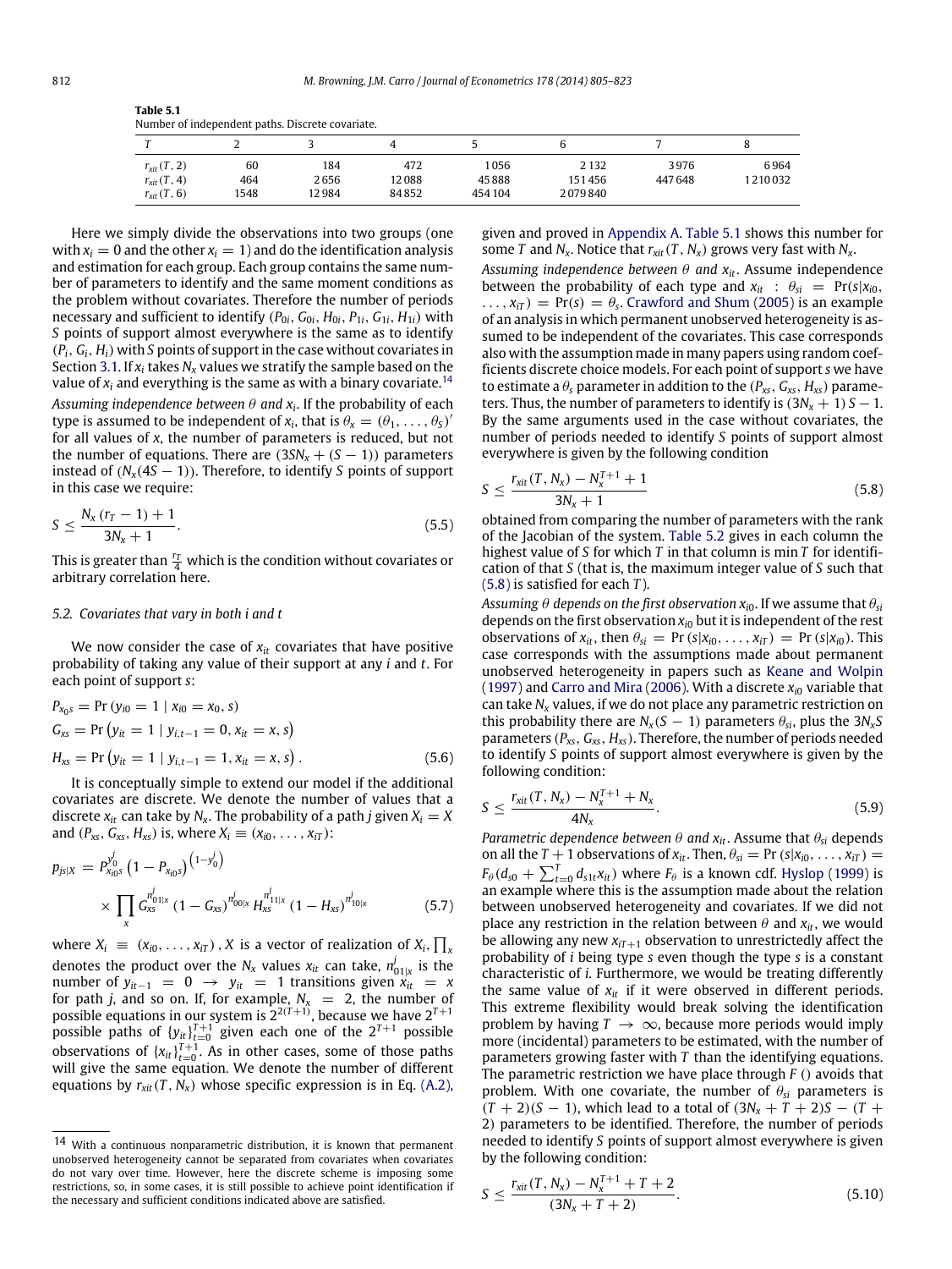**Table 5.1**
Number of independent paths. Discrete covariate.

| $T$ | 2 | 3 | 4 | 5 | 6 | 7 | 8 |
|---|---|---|---|---|---|---|---|
| $r_{xit}(T,2)$ | 60 | 184 | 472 | 1056 | 2132 | 3976 | 6964 |
| $r_{xit}(T,4)$ | 464 | 2656 | 12088 | 45888 | 151456 | 447648 | 1210032 |
| $r_{xit}(T,6)$ | 1548 | 12984 | 84852 | 454104 | 2079840 | | |

Here we simply divide the observations into two groups (one with $x_i = 0$ and the other $x_i = 1$) and do the identification analysis and estimation for each group. Each group contains the same number of parameters to identify and the same moment conditions as the problem without covariates. Therefore the number of periods necessary and sufficient to identify $(P_{0i}, G_{0i}, H_{0i}, P_{1i}, G_{1i}, H_{1i})$ with $S$ points of support almost everywhere is the same as to identify $(P_i, G_i, H_i)$ with $S$ points of support in the case without covariates in Section 3.1. If $x_i$ takes $N_x$ values we stratify the sample based on the value of $x_i$ and everything is the same as with a binary covariate.[14]

*Assuming independence between $\theta$ and $x_i$.* If the probability of each type is assumed to be independent of $x_i$, that is $\theta_x = (\theta_1, \ldots, \theta_S)'$ for all values of $x$, the number of parameters is reduced, but not the number of equations. There are $(3SN_x + (S-1))$ parameters instead of $(N_x(4S-1))$. Therefore, to identify $S$ points of support in this case we require:

$$S \leq \frac{N_x(r_T - 1) + 1}{3N_x + 1}. \tag{5.5}$$

This is greater than $\frac{r_T}{4}$ which is the condition without covariates or arbitrary correlation here.

### 5.2. Covariates that vary in both i and t

We now consider the case of $x_{it}$ covariates that have positive probability of taking any value of their support at any $i$ and $t$. For each point of support $s$:

$$\begin{aligned}
P_{x_0 s} &= \Pr(y_{i0} = 1 \mid x_{i0} = x_0, s) \\
G_{xs} &= \Pr\left(y_{it} = 1 \mid y_{i,t-1} = 0, x_{it} = x, s\right) \\
H_{xs} &= \Pr\left(y_{it} = 1 \mid y_{i,t-1} = 1, x_{it} = x, s\right).
\end{aligned} \tag{5.6}$$

It is conceptually simple to extend our model if the additional covariates are discrete. We denote the number of values that a discrete $x_{it}$ can take by $N_x$. The probability of a path $j$ given $X_i = X$ and $(P_{xs}, G_{xs}, H_{xs})$ is, where $X_i \equiv (x_{i0}, \ldots, x_{iT})$:

$$p_{js|X} = P_{x_{i0}s}^{y_0^j}\left(1 - P_{x_{i0}s}\right)^{\left(1-y_0^j\right)} \times \prod_x G_{xs}^{n_{01|x}^j}\left(1 - G_{xs}\right)^{n_{00|x}^j} H_{xs}^{n_{11|x}^j}\left(1 - H_{xs}\right)^{n_{10|x}^j} \tag{5.7}$$

where $X_i \equiv (x_{i0}, \ldots, x_{iT})$, $X$ is a vector of realization of $X_i$, $\prod_x$ denotes the product over the $N_x$ values $x_{it}$ can take, $n_{01|x}^j$ is the number of $y_{it-1} = 0 \rightarrow y_{it} = 1$ transitions given $x_{it} = x$ for path $j$, and so on. If, for example, $N_x = 2$, the number of possible equations in our system is $2^{2(T+1)}$, because we have $2^{T+1}$ possible paths of $\{y_{it}\}_{t=0}^{T+1}$ given each one of the $2^{T+1}$ possible observations of $\{x_{it}\}_{t=0}^{T+1}$. As in other cases, some of those paths will give the same equation. We denote the number of different equations by $r_{xit}(T, N_x)$ whose specific expression is in Eq. (A.2), given and proved in Appendix A. Table 5.1 shows this number for some $T$ and $N_x$. Notice that $r_{xit}(T, N_x)$ grows very fast with $N_x$.

*Assuming independence between $\theta$ and $x_{it}$.* Assume independence between the probability of each type and $x_{it}$ : $\theta_{si} = \Pr(s|x_{i0}, \ldots, x_{iT}) = \Pr(s) = \theta_s$. Crawford and Shum (2005) is an example of an analysis in which permanent unobserved heterogeneity is assumed to be independent of the covariates. This case corresponds also with the assumption made in many papers using random coefficients discrete choice models. For each point of support $s$ we have to estimate a $\theta_s$ parameter in addition to the $(P_{xs}, G_{xs}, H_{xs})$ parameters. Thus, the number of parameters to identify is $(3N_x + 1)S - 1$. By the same arguments used in the case without covariates, the number of periods needed to identify $S$ points of support almost everywhere is given by the following condition

$$S \leq \frac{r_{xit}(T, N_x) - N_x^{T+1} + 1}{3N_x + 1} \tag{5.8}$$

obtained from comparing the number of parameters with the rank of the Jacobian of the system. Table 5.2 gives in each column the highest value of $S$ for which $T$ in that column is min $T$ for identification of that $S$ (that is, the maximum integer value of $S$ such that (5.8) is satisfied for each $T$).

*Assuming $\theta$ depends on the first observation $x_{i0}$.* If we assume that $\theta_{si}$ depends on the first observation $x_{i0}$ but it is independent of the rest observations of $x_{it}$, then $\theta_{si} = \Pr(s|x_{i0}, \ldots, x_{iT}) = \Pr(s|x_{i0})$. This case corresponds with the assumptions made about permanent unobserved heterogeneity in papers such as Keane and Wolpin (1997) and Carro and Mira (2006). With a discrete $x_{i0}$ variable that can take $N_x$ values, if we do not place any parametric restriction on this probability there are $N_x(S-1)$ parameters $\theta_{si}$, plus the $3N_xS$ parameters $(P_{xs}, G_{xs}, H_{xs})$. Therefore, the number of periods needed to identify $S$ points of support almost everywhere is given by the following condition:

$$S \leq \frac{r_{xit}(T, N_x) - N_x^{T+1} + N_x}{4N_x}. \tag{5.9}$$

*Parametric dependence between $\theta$ and $x_{it}$.* Assume that $\theta_{si}$ depends on all the $T+1$ observations of $x_{it}$. Then, $\theta_{si} = \Pr(s|x_{i0}, \ldots, x_{iT}) = F_\theta(d_{s0} + \sum_{t=0}^{T} d_{s1t}x_{it})$ where $F_\theta$ is a known cdf. Hyslop (1999) is an example where this is the assumption made about the relation between unobserved heterogeneity and covariates. If we did not place any restriction in the relation between $\theta$ and $x_{it}$, we would be allowing any new $x_{iT+1}$ observation to unrestrictedly affect the probability of $i$ being type $s$ even though the type $s$ is a constant characteristic of $i$. Furthermore, we would be treating differently the same value of $x_{it}$ if it were observed in different periods. This extreme flexibility would break solving the identification problem by having $T \rightarrow \infty$, because more periods would imply more (incidental) parameters to be estimated, with the number of parameters growing faster with $T$ than the identifying equations. The parametric restriction we have place through $F()$ avoids that problem. With one covariate, the number of $\theta_{si}$ parameters is $(T+2)(S-1)$, which lead to a total of $(3N_x + T + 2)S - (T + 2)$ parameters to be identified. Therefore, the number of periods needed to identify $S$ points of support almost everywhere is given by the following condition:

$$S \leq \frac{r_{xit}(T, N_x) - N_x^{T+1} + T + 2}{(3N_x + T + 2)}. \tag{5.10}$$

[14] With a continuous nonparametric distribution, it is known that permanent unobserved heterogeneity cannot be separated from covariates when covariates do not vary over time. However, here the discrete scheme is imposing some restrictions, so, in some cases, it is still possible to achieve point identification if the necessary and sufficient conditions indicated above are satisfied.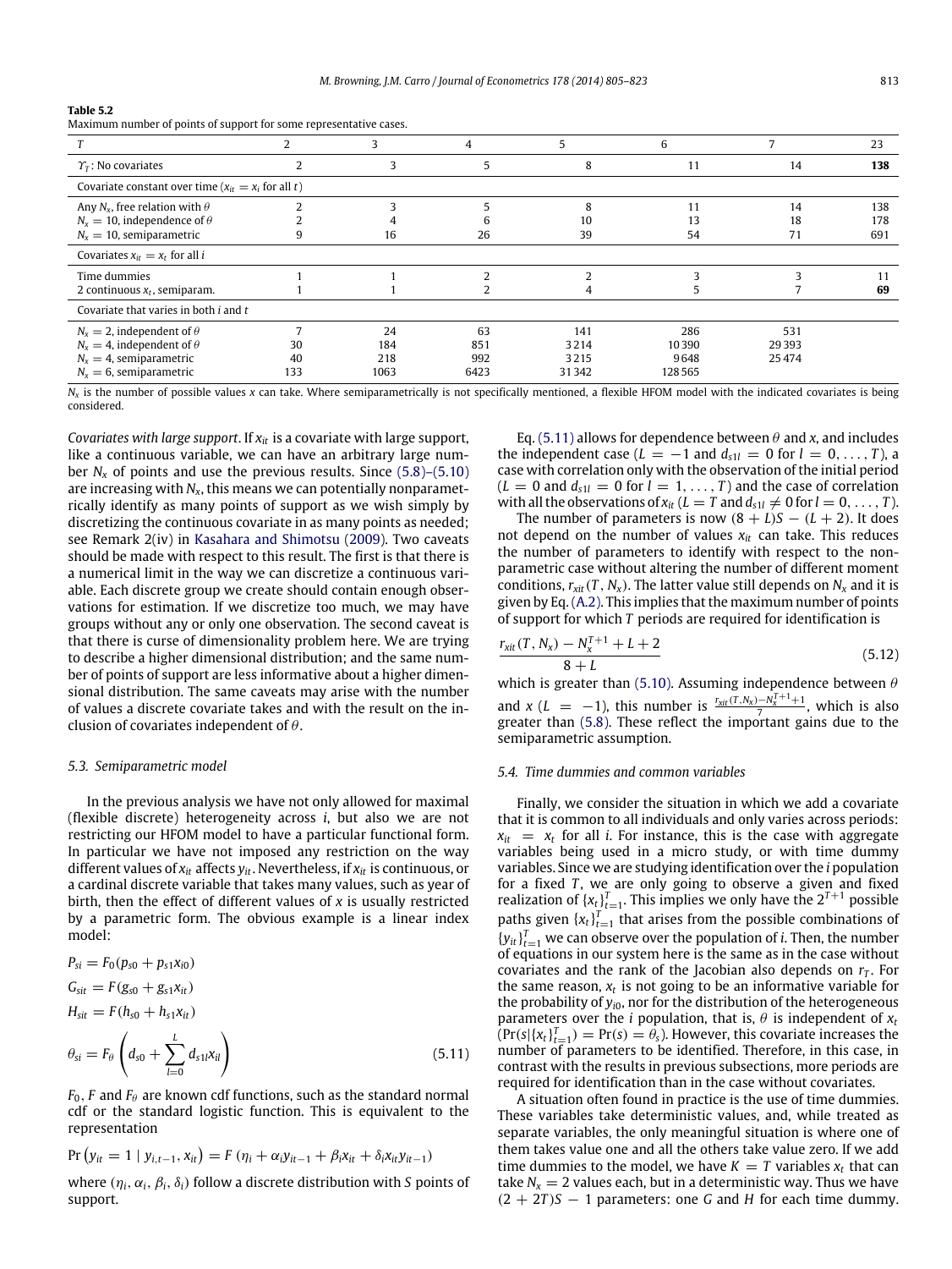**Table 5.2**
Maximum number of points of support for some representative cases.

| $T$ | 2 | 3 | 4 | 5 | 6 | 7 | 23 |
|---|---|---|---|---|---|---|---|
| $\Upsilon_T$: No covariates | 2 | 3 | 5 | 8 | 11 | 14 | **138** |
| Covariate constant over time ($x_{it} = x_i$ for all $t$) | | | | | | | |
| Any $N_x$, free relation with $\theta$ | 2 | 3 | 5 | 8 | 11 | 14 | 138 |
| $N_x = 10$, independence of $\theta$ | 2 | 4 | 6 | 10 | 13 | 18 | 178 |
| $N_x = 10$, semiparametric | 9 | 16 | 26 | 39 | 54 | 71 | 691 |
| Covariates $x_{it} = x_t$ for all $i$ | | | | | | | |
| Time dummies | 1 | 1 | 2 | 2 | 3 | 3 | 11 |
| 2 continuous $x_t$, semiparam. | 1 | 1 | 2 | 4 | 5 | 7 | **69** |
| Covariate that varies in both $i$ and $t$ | | | | | | | |
| $N_x = 2$, independent of $\theta$ | 7 | 24 | 63 | 141 | 286 | 531 | |
| $N_x = 4$, independent of $\theta$ | 30 | 184 | 851 | 3214 | 10 390 | 29 393 | |
| $N_x = 4$, semiparametric | 40 | 218 | 992 | 3215 | 9648 | 25 474 | |
| $N_x = 6$, semiparametric | 133 | 1063 | 6423 | 31 342 | 128 565 | | |

$N_x$ is the number of possible values $x$ can take. Where semiparametrically is not specifically mentioned, a flexible HFOM model with the indicated covariates is being considered.

*Covariates with large support*. If $x_{it}$ is a covariate with large support, like a continuous variable, we can have an arbitrary large number $N_x$ of points and use the previous results. Since (5.8)–(5.10) are increasing with $N_x$, this means we can potentially nonparametrically identify as many points of support as we wish simply by discretizing the continuous covariate in as many points as needed; see Remark 2(iv) in Kasahara and Shimotsu (2009). Two caveats should be made with respect to this result. The first is that there is a numerical limit in the way we can discretize a continuous variable. Each discrete group we create should contain enough observations for estimation. If we discretize too much, we may have groups without any or only one observation. The second caveat is that there is curse of dimensionality problem here. We are trying to describe a higher dimensional distribution; and the same number of points of support are less informative about a higher dimensional distribution. The same caveats may arise with the number of values a discrete covariate takes and with the result on the inclusion of covariates independent of $\theta$.

### 5.3. Semiparametric model

In the previous analysis we have not only allowed for maximal (flexible discrete) heterogeneity across $i$, but also we are not restricting our HFOM model to have a particular functional form. In particular we have not imposed any restriction on the way different values of $x_{it}$ affects $y_{it}$. Nevertheless, if $x_{it}$ is continuous, or a cardinal discrete variable that takes many values, such as year of birth, then the effect of different values of $x$ is usually restricted by a parametric form. The obvious example is a linear index model:

$$P_{si} = F_0(p_{s0} + p_{s1}x_{i0})$$

$$G_{sit} = F(g_{s0} + g_{s1}x_{it})$$

$$H_{sit} = F(h_{s0} + h_{s1}x_{it})$$

$$\theta_{si} = F_\theta\left(d_{s0} + \sum_{l=0}^{L} d_{s1l}x_{il}\right) \tag{5.11}$$

$F_0$, $F$ and $F_\theta$ are known cdf functions, such as the standard normal cdf or the standard logistic function. This is equivalent to the representation

$$\Pr\left(y_{it} = 1 \mid y_{i,t-1}, x_{it}\right) = F\left(\eta_i + \alpha_i y_{it-1} + \beta_i x_{it} + \delta_i x_{it} y_{it-1}\right)$$

where $(\eta_i, \alpha_i, \beta_i, \delta_i)$ follow a discrete distribution with $S$ points of support.

Eq. (5.11) allows for dependence between $\theta$ and $x$, and includes the independent case ($L = -1$ and $d_{s1l} = 0$ for $l = 0, \ldots, T$), a case with correlation only with the observation of the initial period ($L = 0$ and $d_{s1l} = 0$ for $l = 1, \ldots, T$) and the case of correlation with all the observations of $x_{it}$ ($L = T$ and $d_{s1l} \neq 0$ for $l = 0, \ldots, T$).

The number of parameters is now $(8 + L)S - (L + 2)$. It does not depend on the number of values $x_{it}$ can take. This reduces the number of parameters to identify with respect to the nonparametric case without altering the number of different moment conditions, $r_{xit}(T, N_x)$. The latter value still depends on $N_x$ and it is given by Eq. (A.2). This implies that the maximum number of points of support for which $T$ periods are required for identification is

$$\frac{r_{xit}(T, N_x) - N_x^{T+1} + L + 2}{8 + L} \tag{5.12}$$

which is greater than (5.10). Assuming independence between $\theta$ and $x$ ($L = -1$), this number is $\frac{r_{xit}(T,N_x) - N_x^{T+1} + 1}{7}$, which is also greater than (5.8). These reflect the important gains due to the semiparametric assumption.

### 5.4. Time dummies and common variables

Finally, we consider the situation in which we add a covariate that it is common to all individuals and only varies across periods: $x_{it} = x_t$ for all $i$. For instance, this is the case with aggregate variables being used in a micro study, or with time dummy variables. Since we are studying identification over the $i$ population for a fixed $T$, we are only going to observe a given and fixed realization of $\{x_t\}_{t=1}^T$. This implies we only have the $2^{T+1}$ possible paths given $\{x_t\}_{t=1}^T$ that arises from the possible combinations of $\{y_{it}\}_{t=1}^T$ we can observe over the population of $i$. Then, the number of equations in our system here is the same as in the case without covariates and the rank of the Jacobian also depends on $r_T$. For the same reason, $x_t$ is not going to be an informative variable for the probability of $y_{i0}$, nor for the distribution of the heterogeneous parameters over the $i$ population, that is, $\theta$ is independent of $x_t$ ($\Pr(s|\{x_t\}_{t=1}^T) = \Pr(s) = \theta_s$). However, this covariate increases the number of parameters to be identified. Therefore, in this case, in contrast with the results in previous subsections, more periods are required for identification than in the case without covariates.

A situation often found in practice is the use of time dummies. These variables take deterministic values, and, while treated as separate variables, the only meaningful situation is where one of them takes value one and all the others take value zero. If we add time dummies to the model, we have $K = T$ variables $x_t$ that can take $N_x = 2$ values each, but in a deterministic way. Thus we have $(2 + 2T)S - 1$ parameters: one $G$ and $H$ for each time dummy.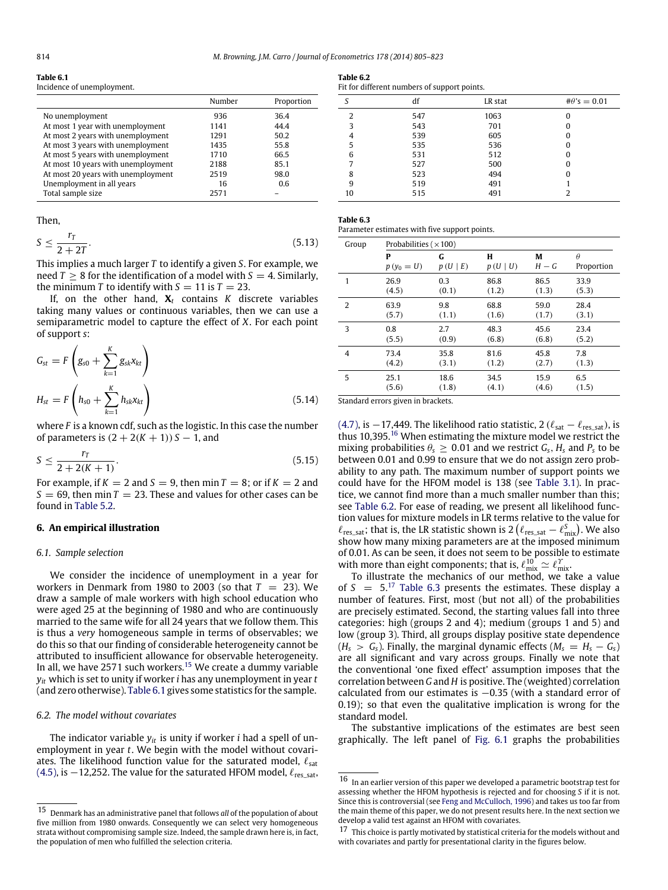**Table 6.1**
Incidence of unemployment.

| | Number | Proportion |
|---|---|---|
| No unemployment | 936 | 36.4 |
| At most 1 year with unemployment | 1141 | 44.4 |
| At most 2 years with unemployment | 1291 | 50.2 |
| At most 3 years with unemployment | 1435 | 55.8 |
| At most 5 years with unemployment | 1710 | 66.5 |
| At most 10 years with unemployment | 2188 | 85.1 |
| At most 20 years with unemployment | 2519 | 98.0 |
| Unemployment in all years | 16 | 0.6 |
| Total sample size | 2571 | – |

Then,

$$S \leq \frac{r_T}{2+2T}. \tag{5.13}$$

This implies a much larger $T$ to identify a given $S$. For example, we need $T \geq 8$ for the identification of a model with $S = 4$. Similarly, the minimum $T$ to identify with $S = 11$ is $T = 23$.

If, on the other hand, $\mathbf{X}_t$ contains $K$ discrete variables taking many values or continuous variables, then we can use a semiparametric model to capture the effect of $X$. For each point of support $s$:

$$G_{st} = F\left(g_{s0} + \sum_{k=1}^{K} g_{sk}x_{kt}\right)$$
$$H_{st} = F\left(h_{s0} + \sum_{k=1}^{K} h_{sk}x_{kt}\right) \tag{5.14}$$

where $F$ is a known cdf, such as the logistic. In this case the number of parameters is $(2 + 2(K + 1))\,S - 1$, and

$$S \leq \frac{r_T}{2+2(K+1)}. \tag{5.15}$$

For example, if $K = 2$ and $S = 9$, then $\min T = 8$; or if $K = 2$ and $S = 69$, then $\min T = 23$. These and values for other cases can be found in Table 5.2.

## 6. An empirical illustration

### 6.1. Sample selection

We consider the incidence of unemployment in a year for workers in Denmark from 1980 to 2003 (so that $T = 23$). We draw a sample of male workers with high school education who were aged 25 at the beginning of 1980 and who are continuously married to the same wife for all 24 years that we follow them. This is thus a *very* homogeneous sample in terms of observables; we do this so that our finding of considerable heterogeneity cannot be attributed to insufficient allowance for observable heterogeneity. In all, we have 2571 such workers.[15] We create a dummy variable $y_{it}$ which is set to unity if worker $i$ has any unemployment in year $t$ (and zero otherwise). Table 6.1 gives some statistics for the sample.

### 6.2. The model without covariates

The indicator variable $y_{it}$ is unity if worker $i$ had a spell of unemployment in year $t$. We begin with the model without covariates. The likelihood function value for the saturated model, $\ell_{\text{sat}}$ (4.5), is −12,252. The value for the saturated HFOM model, $\ell_{\text{res\_sat}}$, (4.7), is −17,449. The likelihood ratio statistic, $2\,(\ell_{\text{sat}} - \ell_{\text{res\_sat}})$, is thus 10,395.[16] When estimating the mixture model we restrict the mixing probabilities $\theta_s \geq 0.01$ and we restrict $G_s$, $H_s$ and $P_s$ to be between 0.01 and 0.99 to ensure that we do not assign zero probability to any path. The maximum number of support points we could have for the HFOM model is 138 (see Table 3.1). In practice, we cannot find more than a much smaller number than this; see Table 6.2. For ease of reading, we present all likelihood function values for mixture models in LR terms relative to the value for $\ell_{\text{res\_sat}}$; that is, the LR statistic shown is $2\left(\ell_{\text{res\_sat}} - \ell_{\text{mix}}^{S}\right)$. We also show how many mixing parameters are at the imposed minimum of 0.01. As can be seen, it does not seem to be possible to estimate with more than eight components; that is, $\ell_{\text{mix}}^{10} \simeq \ell_{\text{mix}}^{7}$.

**Table 6.2**
Fit for different numbers of support points.

| $S$ | df | LR stat | $\#\theta$'s $= 0.01$ |
|---|---|---|---|
| 2 | 547 | 1063 | 0 |
| 3 | 543 | 701 | 0 |
| 4 | 539 | 605 | 0 |
| 5 | 535 | 536 | 0 |
| 6 | 531 | 512 | 0 |
| 7 | 527 | 500 | 0 |
| 8 | 523 | 494 | 0 |
| 9 | 519 | 491 | 1 |
| 10 | 515 | 491 | 2 |

**Table 6.3**
Parameter estimates with five support points.

| Group | Probabilities (×100) | | | | |
|---|---|---|---|---|---|
| | **P** $p\,(y_0 = U)$ | **G** $p\,(U \mid E)$ | **H** $p\,(U \mid U)$ | **M** $H - G$ | $\theta$ Proportion |
| 1 | 26.9 (4.5) | 0.3 (0.1) | 86.8 (1.2) | 86.5 (1.3) | 33.9 (5.3) |
| 2 | 63.9 (5.7) | 9.8 (1.1) | 68.8 (1.6) | 59.0 (1.7) | 28.4 (3.1) |
| 3 | 0.8 (5.5) | 2.7 (0.9) | 48.3 (6.8) | 45.6 (6.8) | 23.4 (5.2) |
| 4 | 73.4 (4.2) | 35.8 (3.1) | 81.6 (1.2) | 45.8 (2.7) | 7.8 (1.3) |
| 5 | 25.1 (5.6) | 18.6 (1.8) | 34.5 (4.1) | 15.9 (4.6) | 6.5 (1.5) |

Standard errors given in brackets.

To illustrate the mechanics of our method, we take a value of $S = 5$.[17] Table 6.3 presents the estimates. These display a number of features. First, most (but not all) of the probabilities are precisely estimated. Second, the starting values fall into three categories: high (groups 2 and 4); medium (groups 1 and 5) and low (group 3). Third, all groups display positive state dependence ($H_s > G_s$). Finally, the marginal dynamic effects ($M_s = H_s - G_s$) are all significant and vary across groups. Finally we note that the conventional 'one fixed effect' assumption imposes that the correlation between $G$ and $H$ is positive. The (weighted) correlation calculated from our estimates is −0.35 (with a standard error of 0.19); so that even the qualitative implication is wrong for the standard model.

The substantive implications of the estimates are best seen graphically. The left panel of Fig. 6.1 graphs the probabilities

[15] Denmark has an administrative panel that follows *all* of the population of about five million from 1980 onwards. Consequently we can select very homogeneous strata without compromising sample size. Indeed, the sample drawn here is, in fact, the population of men who fulfilled the selection criteria.

[16] In an earlier version of this paper we developed a parametric bootstrap test for assessing whether the HFOM hypothesis is rejected and for choosing $S$ if it is not. Since this is controversial (see Feng and McCulloch, 1996) and takes us too far from the main theme of this paper, we do not present results here. In the next section we develop a valid test against an HFOM with covariates.

[17] This choice is partly motivated by statistical criteria for the models without and with covariates and partly for presentational clarity in the figures below.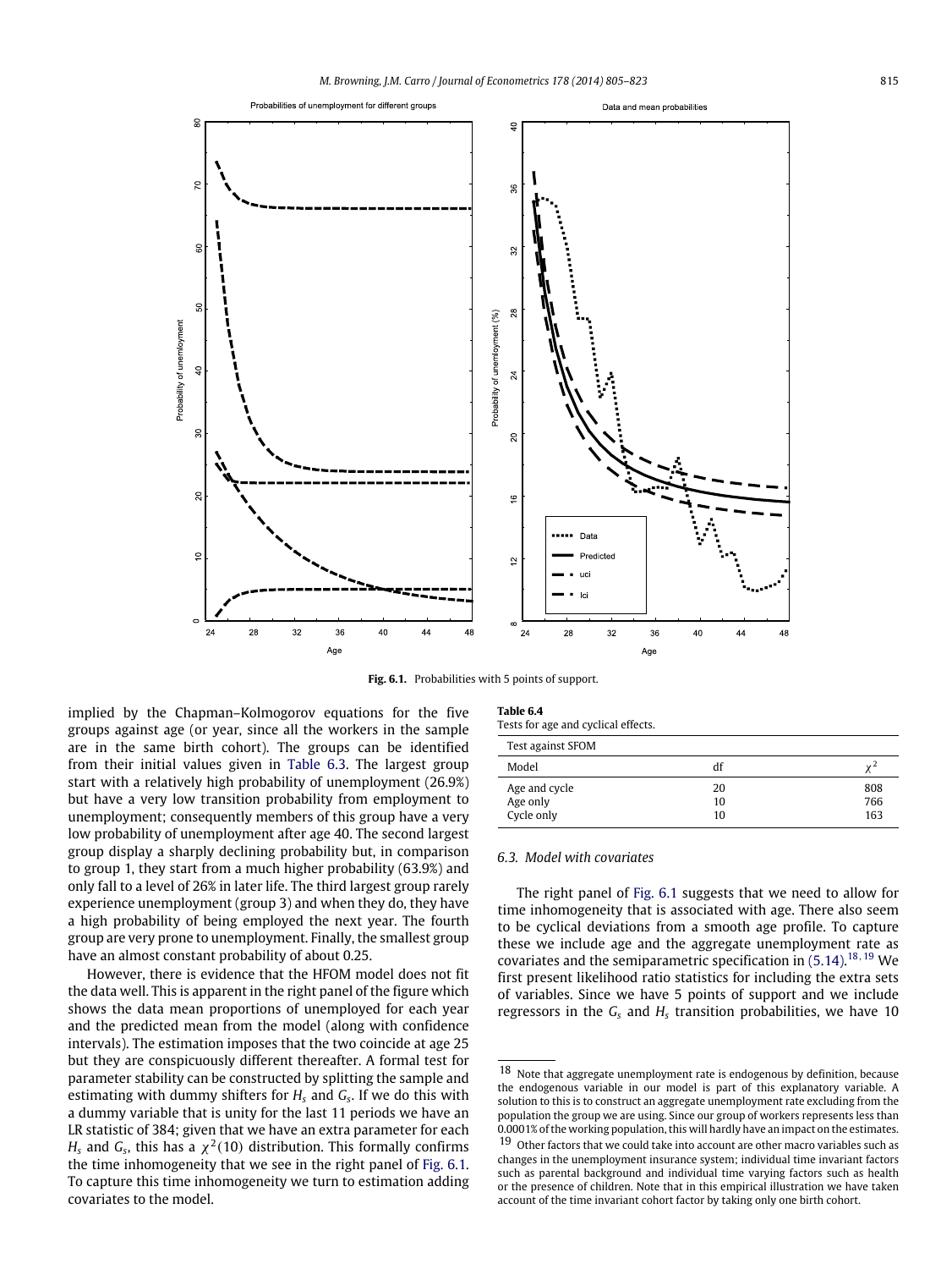Fig. 6.1. Probabilities with 5 points of support.

implied by the Chapman–Kolmogorov equations for the five groups against age (or year, since all the workers in the sample are in the same birth cohort). The groups can be identified from their initial values given in Table 6.3. The largest group start with a relatively high probability of unemployment (26.9%) but have a very low transition probability from employment to unemployment; consequently members of this group have a very low probability of unemployment after age 40. The second largest group display a sharply declining probability but, in comparison to group 1, they start from a much higher probability (63.9%) and only fall to a level of 26% in later life. The third largest group rarely experience unemployment (group 3) and when they do, they have a high probability of being employed the next year. The fourth group are very prone to unemployment. Finally, the smallest group have an almost constant probability of about 0.25.

However, there is evidence that the HFOM model does not fit the data well. This is apparent in the right panel of the figure which shows the data mean proportions of unemployed for each year and the predicted mean from the model (along with confidence intervals). The estimation imposes that the two coincide at age 25 but they are conspicuously different thereafter. A formal test for parameter stability can be constructed by splitting the sample and estimating with dummy shifters for $H_s$ and $G_s$. If we do this with a dummy variable that is unity for the last 11 periods we have an LR statistic of 384; given that we have an extra parameter for each $H_s$ and $G_s$, this has a $\chi^2(10)$ distribution. This formally confirms the time inhomogeneity that we see in the right panel of Fig. 6.1. To capture this time inhomogeneity we turn to estimation adding covariates to the model.

**Table 6.4**
Tests for age and cyclical effects.

| Test against SFOM | | |
|---|---|---|
| Model | df | $\chi^2$ |
| Age and cycle | 20 | 808 |
| Age only | 10 | 766 |
| Cycle only | 10 | 163 |

### 6.3. Model with covariates

The right panel of Fig. 6.1 suggests that we need to allow for time inhomogeneity that is associated with age. There also seem to be cyclical deviations from a smooth age profile. To capture these we include age and the aggregate unemployment rate as covariates and the semiparametric specification in (5.14).[18,19] We first present likelihood ratio statistics for including the extra sets of variables. Since we have 5 points of support and we include regressors in the $G_s$ and $H_s$ transition probabilities, we have 10

[18] Note that aggregate unemployment rate is endogenous by definition, because the endogenous variable in our model is part of this explanatory variable. A solution to this is to construct an aggregate unemployment rate excluding from the population the group we are using. Since our group of workers represents less than 0.0001% of the working population, this will hardly have an impact on the estimates.

[19] Other factors that we could take into account are other macro variables such as changes in the unemployment insurance system; individual time invariant factors such as parental background and individual time varying factors such as health or the presence of children. Note that in this empirical illustration we have taken account of the time invariant cohort factor by taking only one birth cohort.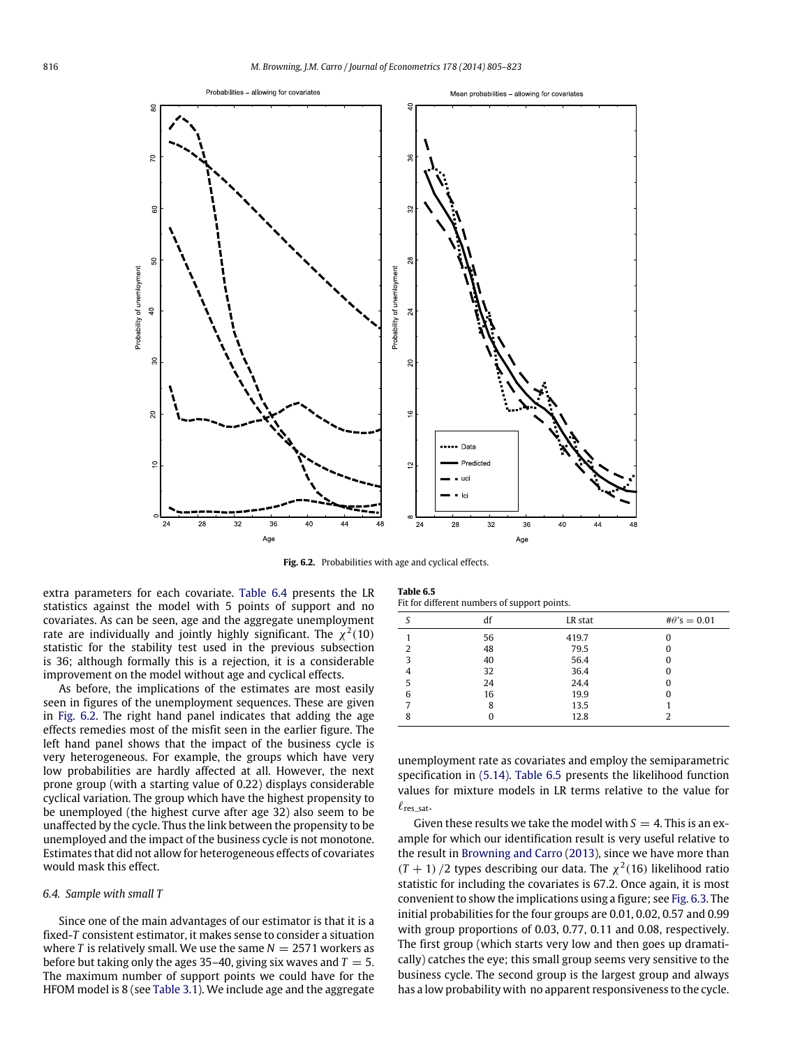Probabilities – allowing for covariates

Probability of unemployment

0
10
20
30
40
50
60
70
80

Age

24 28 32 36 40 44 48

Mean probabilities – allowing for covariates

Probability of unemployment

8
12
16
20
24
28
32
36
40

Age

24 28 32 36 40 44 48

Data
Predicted
ucl
lci

**Fig. 6.2.** Probabilities with age and cyclical effects.

extra parameters for each covariate. Table 6.4 presents the LR statistics against the model with 5 points of support and no covariates. As can be seen, age and the aggregate unemployment rate are individually and jointly highly significant. The $\chi^2(10)$ statistic for the stability test used in the previous subsection is 36; although formally this is a rejection, it is a considerable improvement on the model without age and cyclical effects.

As before, the implications of the estimates are most easily seen in figures of the unemployment sequences. These are given in Fig. 6.2. The right hand panel indicates that adding the age effects remedies most of the misfit seen in the earlier figure. The left hand panel shows that the impact of the business cycle is very heterogeneous. For example, the groups which have very low probabilities are hardly affected at all. However, the next prone group (with a starting value of 0.22) displays considerable cyclical variation. The group which have the highest propensity to be unemployed (the highest curve after age 32) also seem to be unaffected by the cycle. Thus the link between the propensity to be unemployed and the impact of the business cycle is not monotone. Estimates that did not allow for heterogeneous effects of covariates would mask this effect.

### 6.4. Sample with small T

Since one of the main advantages of our estimator is that it is a fixed-$T$ consistent estimator, it makes sense to consider a situation where $T$ is relatively small. We use the same $N = 2571$ workers as before but taking only the ages 35–40, giving six waves and $T = 5$. The maximum number of support points we could have for the HFOM model is 8 (see Table 3.1). We include age and the aggregate unemployment rate as covariates and employ the semiparametric specification in (5.14). Table 6.5 presents the likelihood function values for mixture models in LR terms relative to the value for $\ell_{\text{res\_sat}}$.

**Table 6.5**
Fit for different numbers of support points.

| $S$ | df | LR stat | $\#\theta$'s $= 0.01$ |
|---|---|---|---|
| 1 | 56 | 419.7 | 0 |
| 2 | 48 | 79.5 | 0 |
| 3 | 40 | 56.4 | 0 |
| 4 | 32 | 36.4 | 0 |
| 5 | 24 | 24.4 | 0 |
| 6 | 16 | 19.9 | 0 |
| 7 | 8 | 13.5 | 1 |
| 8 | 0 | 12.8 | 2 |

Given these results we take the model with $S = 4$. This is an example for which our identification result is very useful relative to the result in Browning and Carro (2013), since we have more than $(T + 1)/2$ types describing our data. The $\chi^2(16)$ likelihood ratio statistic for including the covariates is 67.2. Once again, it is most convenient to show the implications using a figure; see Fig. 6.3. The initial probabilities for the four groups are 0.01, 0.02, 0.57 and 0.99 with group proportions of 0.03, 0.77, 0.11 and 0.08, respectively. The first group (which starts very low and then goes up dramatically) catches the eye; this small group seems very sensitive to the business cycle. The second group is the largest group and always has a low probability with no apparent responsiveness to the cycle.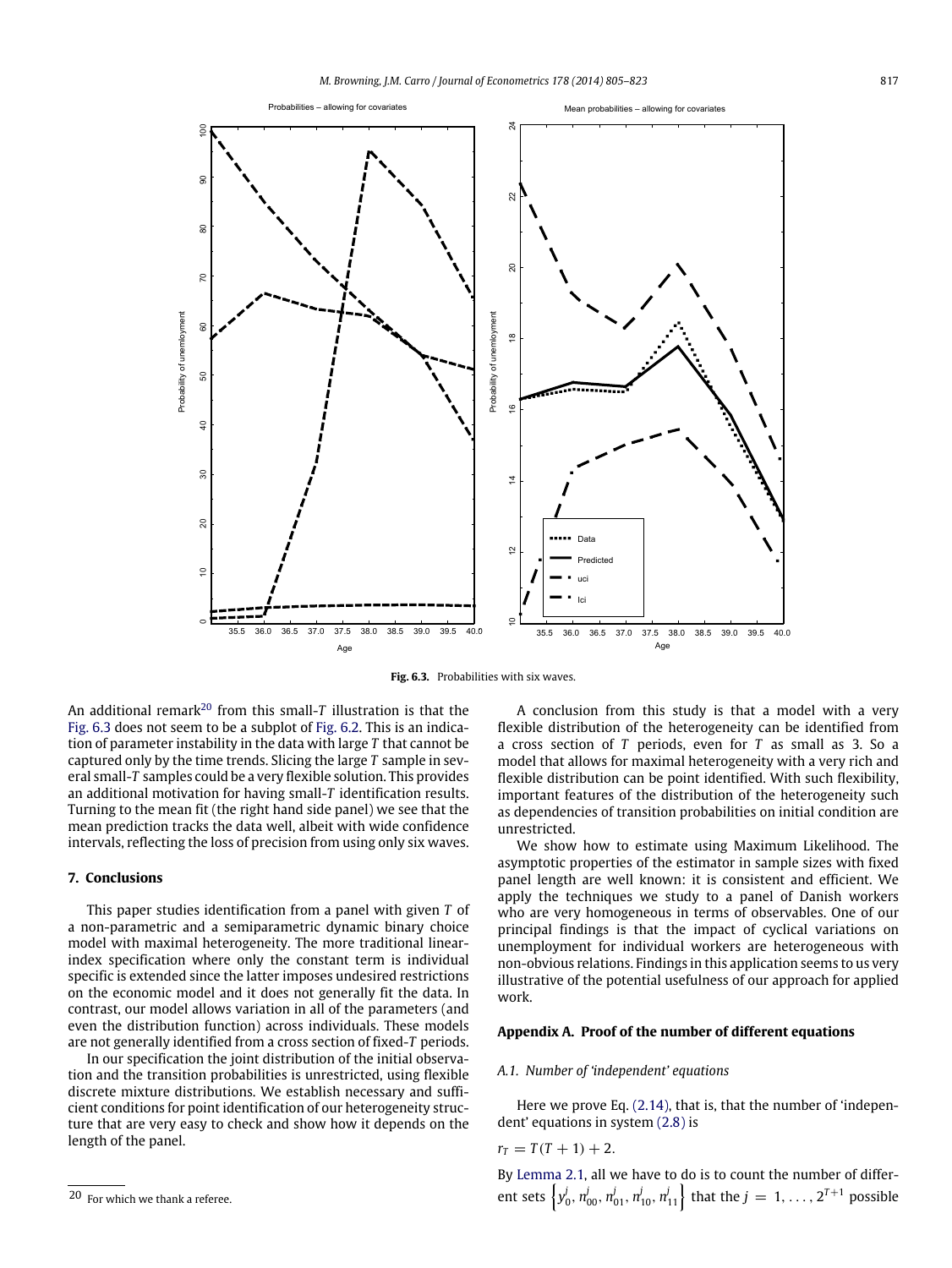Probabilities – allowing for covariates

Probability of unemloyment

0
10
20
30
40
50
60
70
80
90
100

35.5 36.0 36.5 37.0 37.5 38.0 38.5 39.0 39.5 40.0

Age

Mean probabilities – allowing for covariates

Probability of unemloyment

10
12
14
16
18
20
22
24

35.5 36.0 36.5 37.0 37.5 38.0 38.5 39.0 39.5 40.0

Age

Data
Predicted
uci
lci

**Fig. 6.3.** Probabilities with six waves.

An additional remark[20] from this small-$T$ illustration is that the Fig. 6.3 does not seem to be a subplot of Fig. 6.2. This is an indication of parameter instability in the data with large $T$ that cannot be captured only by the time trends. Slicing the large $T$ sample in several small-$T$ samples could be a very flexible solution. This provides an additional motivation for having small-$T$ identification results. Turning to the mean fit (the right hand side panel) we see that the mean prediction tracks the data well, albeit with wide confidence intervals, reflecting the loss of precision from using only six waves.

## 7. Conclusions

This paper studies identification from a panel with given $T$ of a non-parametric and a semiparametric dynamic binary choice model with maximal heterogeneity. The more traditional linear-index specification where only the constant term is individual specific is extended since the latter imposes undesired restrictions on the economic model and it does not generally fit the data. In contrast, our model allows variation in all of the parameters (and even the distribution function) across individuals. These models are not generally identified from a cross section of fixed-$T$ periods.

In our specification the joint distribution of the initial observation and the transition probabilities is unrestricted, using flexible discrete mixture distributions. We establish necessary and sufficient conditions for point identification of our heterogeneity structure that are very easy to check and show how it depends on the length of the panel.

A conclusion from this study is that a model with a very flexible distribution of the heterogeneity can be identified from a cross section of $T$ periods, even for $T$ as small as 3. So a model that allows for maximal heterogeneity with a very rich and flexible distribution can be point identified. With such flexibility, important features of the distribution of the heterogeneity such as dependencies of transition probabilities on initial condition are unrestricted.

We show how to estimate using Maximum Likelihood. The asymptotic properties of the estimator in sample sizes with fixed panel length are well known: it is consistent and efficient. We apply the techniques we study to a panel of Danish workers who are very homogeneous in terms of observables. One of our principal findings is that the impact of cyclical variations on unemployment for individual workers are heterogeneous with non-obvious relations. Findings in this application seems to us very illustrative of the potential usefulness of our approach for applied work.

## Appendix A. Proof of the number of different equations

### A.1. Number of 'independent' equations

Here we prove Eq. (2.14), that is, that the number of 'independent' equations in system (2.8) is

$$r_T = T(T+1) + 2.$$

By Lemma 2.1, all we have to do is to count the number of different sets $\left\{y_0^j, \pi_{00}^j, \pi_{01}^j, \pi_{10}^j, \pi_{11}^j\right\}$ that the $j = 1, \ldots, 2^{T+1}$ possible

[20] For which we thank a referee.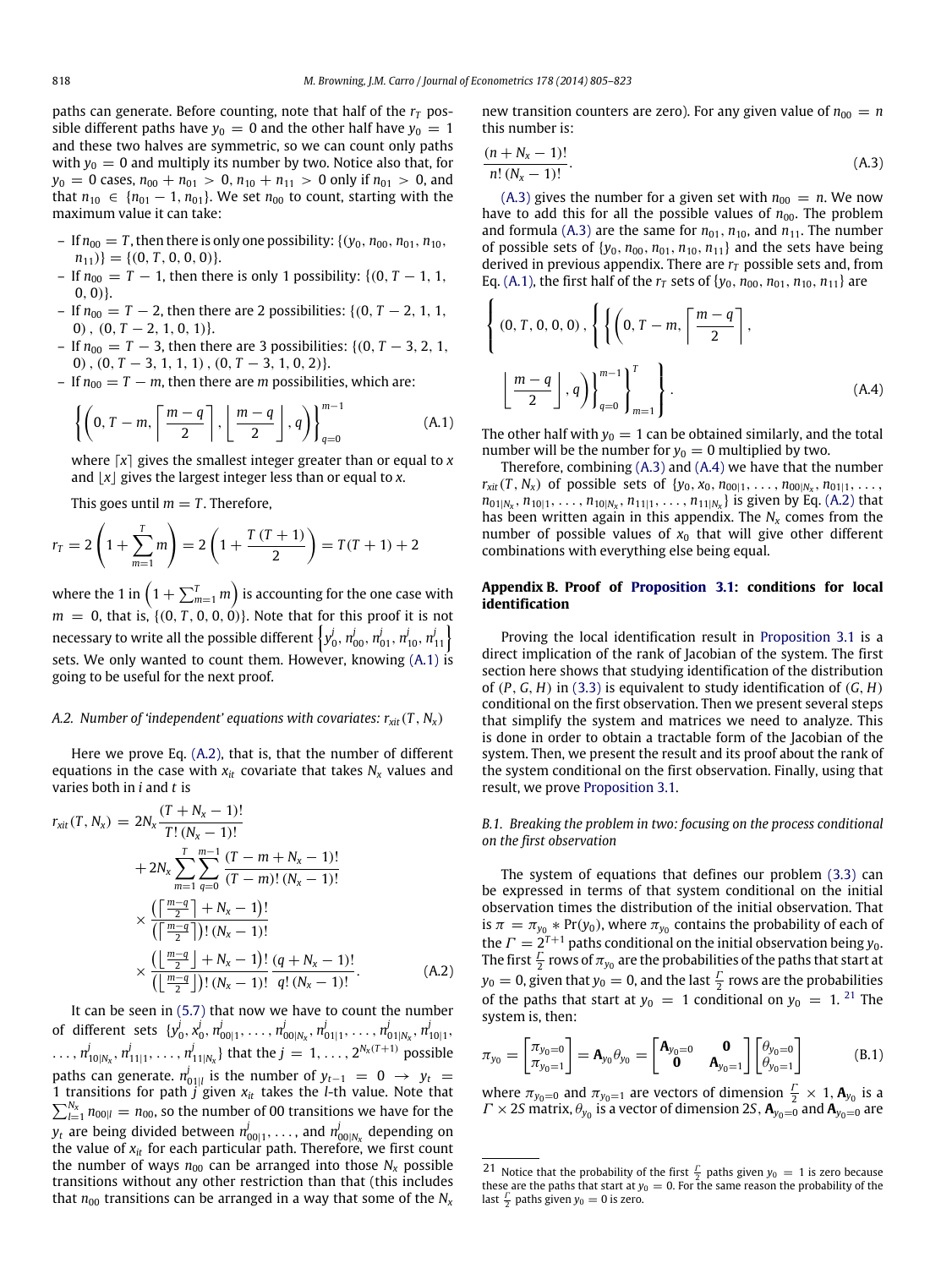paths can generate. Before counting, note that half of the $r_T$ possible different paths have $y_0 = 0$ and the other half have $y_0 = 1$ and these two halves are symmetric, so we can count only paths with $y_0 = 0$ and multiply its number by two. Notice also that, for $y_0 = 0$ cases, $n_{00} + n_{01} > 0$, $n_{10} + n_{11} > 0$ only if $n_{01} > 0$, and that $n_{10} \in \{n_{01} - 1, n_{01}\}$. We set $n_{00}$ to count, starting with the maximum value it can take:

- If $n_{00} = T$, then there is only one possibility: $\{(y_0, n_{00}, n_{01}, n_{10}, n_{11})\} = \{(0, T, 0, 0, 0)\}$.
- If $n_{00} = T - 1$, then there is only 1 possibility: $\{(0, T-1, 1, 0, 0)\}$.
- If $n_{00} = T - 2$, then there are 2 possibilities: $\{(0, T-2, 1, 1, 0), (0, T-2, 1, 0, 1)\}$.
- If $n_{00} = T - 3$, then there are 3 possibilities: $\{(0, T-3, 2, 1, 0), (0, T-3, 1, 1, 1), (0, T-3, 1, 0, 2)\}$.
- If $n_{00} = T - m$, then there are $m$ possibilities, which are:

$$\left\{\left(0, T-m, \left\lceil \frac{m-q}{2} \right\rceil, \left\lfloor \frac{m-q}{2} \right\rfloor, q\right)\right\}_{q=0}^{m-1} \tag{A.1}$$

where $\lceil x \rceil$ gives the smallest integer greater than or equal to $x$ and $\lfloor x \rfloor$ gives the largest integer less than or equal to $x$.

This goes until $m = T$. Therefore,

$$r_T = 2\left(1 + \sum_{m=1}^{T} m\right) = 2\left(1 + \frac{T(T+1)}{2}\right) = T(T+1) + 2$$

where the 1 in $\left(1 + \sum_{m=1}^{T} m\right)$ is accounting for the one case with $m = 0$, that is, $\{(0, T, 0, 0, 0)\}$. Note that for this proof it is not necessary to write all the possible different $\left\{y_0^j, n_{00}^j, n_{01}^j, n_{10}^j, n_{11}^j\right\}$ sets. We only wanted to count them. However, knowing (A.1) is going to be useful for the next proof.

### A.2. Number of 'independent' equations with covariates: $r_{xit}(T, N_x)$

Here we prove Eq. (A.2), that is, that the number of different equations in the case with $x_{it}$ covariate that takes $N_x$ values and varies both in $i$ and $t$ is

$$\begin{aligned} r_{xit}(T, N_x) = {} & 2N_x \frac{(T + N_x - 1)!}{T!\,(N_x - 1)!} \\ & + 2N_x \sum_{m=1}^{T} \sum_{q=0}^{m-1} \frac{(T - m + N_x - 1)!}{(T-m)!\,(N_x - 1)!} \\ & \times \frac{\left(\left\lceil \frac{m-q}{2} \right\rceil + N_x - 1\right)!}{\left(\left\lceil \frac{m-q}{2} \right\rceil\right)!\,(N_x - 1)!} \\ & \times \frac{\left(\left\lfloor \frac{m-q}{2} \right\rfloor + N_x - 1\right)!}{\left(\left\lfloor \frac{m-q}{2} \right\rfloor\right)!\,(N_x - 1)!} \frac{(q + N_x - 1)!}{q!\,(N_x - 1)!}. \end{aligned} \tag{A.2}$$

It can be seen in (5.7) that now we have to count the number of different sets $\{y_0^j, x_0^j, n_{00|1}^j, \ldots, n_{00|N_x}^j, n_{01|1}^j, \ldots, n_{01|N_x}^j, n_{10|1}^j, \ldots, n_{10|N_x}^j, n_{11|1}^j, \ldots, n_{11|N_x}^j\}$ that the $j = 1, \ldots, 2^{N_x(T+1)}$ possible paths can generate. $n_{01|l}^j$ is the number of $y_{t-1} = 0 \rightarrow y_t = 1$ transitions for path $j$ given $x_{it}$ takes the $l$-th value. Note that $\sum_{l=1}^{N_x} n_{00|l} = n_{00}$, so the number of 00 transitions we have for the $y_t$ are being divided between $n_{00|1}^j, \ldots$, and $n_{00|N_x}^j$ depending on the value of $x_{it}$ for each particular path. Therefore, we first count the number of ways $n_{00}$ can be arranged into those $N_x$ possible transitions without any other restriction than that (this includes that $n_{00}$ transitions can be arranged in a way that some of the $N_x$ new transition counters are zero). For any given value of $n_{00} = n$ this number is:

$$\frac{(n + N_x - 1)!}{n!\,(N_x - 1)!}. \tag{A.3}$$

(A.3) gives the number for a given set with $n_{00} = n$. We now have to add this for all the possible values of $n_{00}$. The problem and formula (A.3) are the same for $n_{01}$, $n_{10}$, and $n_{11}$. The number of possible sets of $\{y_0, n_{00}, n_{01}, n_{10}, n_{11}\}$ and the sets have being derived in previous appendix. There are $r_T$ possible sets and, from Eq. (A.1), the first half of the $r_T$ sets of $\{y_0, n_{00}, n_{01}, n_{10}, n_{11}\}$ are

$$\left\{(0, T, 0, 0, 0), \left\{\left\{\left(0, T-m, \left\lceil \frac{m-q}{2} \right\rceil, \left\lfloor \frac{m-q}{2} \right\rfloor, q\right)\right\}_{q=0}^{m-1}\right\}_{m=1}^{T}\right\}. \tag{A.4}$$

The other half with $y_0 = 1$ can be obtained similarly, and the total number will be the number for $y_0 = 0$ multiplied by two.

Therefore, combining (A.3) and (A.4) we have that the number $r_{xit}(T, N_x)$ of possible sets of $\{y_0, x_0, n_{00|1}, \ldots, n_{00|N_x}, n_{01|1}, \ldots, n_{01|N_x}, n_{10|1}, \ldots, n_{10|N_x}, n_{11|1}, \ldots, n_{11|N_x}\}$ is given by Eq. (A.2) that has been written again in this appendix. The $N_x$ comes from the number of possible values of $x_0$ that will give other different combinations with everything else being equal.

## Appendix B. Proof of Proposition 3.1: conditions for local identification

Proving the local identification result in Proposition 3.1 is a direct implication of the rank of Jacobian of the system. The first section here shows that studying identification of the distribution of $(P, G, H)$ in (3.3) is equivalent to study identification of $(G, H)$ conditional on the first observation. Then we present several steps that simplify the system and matrices we need to analyze. This is done in order to obtain a tractable form of the Jacobian of the system. Then, we present the result and its proof about the rank of the system conditional on the first observation. Finally, using that result, we prove Proposition 3.1.

### B.1. Breaking the problem in two: focusing on the process conditional on the first observation

The system of equations that defines our problem (3.3) can be expressed in terms of that system conditional on the initial observation times the distribution of the initial observation. That is $\pi = \pi_{y_0} * \Pr(y_0)$, where $\pi_{y_0}$ contains the probability of each of the $\Gamma = 2^{T+1}$ paths conditional on the initial observation being $y_0$. The first $\frac{\Gamma}{2}$ rows of $\pi_{y_0}$ are the probabilities of the paths that start at $y_0 = 0$, given that $y_0 = 0$, and the last $\frac{\Gamma}{2}$ rows are the probabilities of the paths that start at $y_0 = 1$ conditional on $y_0 = 1$. [21] The system is, then:

$$\pi_{y_0} = \begin{bmatrix} \pi_{y_0=0} \\ \pi_{y_0=1} \end{bmatrix} = \mathbf{A}_{y_0} \theta_{y_0} = \begin{bmatrix} \mathbf{A}_{y_0=0} & \mathbf{0} \\ \mathbf{0} & \mathbf{A}_{y_0=1} \end{bmatrix} \begin{bmatrix} \theta_{y_0=0} \\ \theta_{y_0=1} \end{bmatrix} \tag{B.1}$$

where $\pi_{y_0=0}$ and $\pi_{y_0=1}$ are vectors of dimension $\frac{\Gamma}{2} \times 1$, $\mathbf{A}_{y_0}$ is a $\Gamma \times 2S$ matrix, $\theta_{y_0}$ is a vector of dimension $2S$, $\mathbf{A}_{y_0=0}$ and $\mathbf{A}_{y_0=0}$ are

[21] Notice that the probability of the first $\frac{\Gamma}{2}$ paths given $y_0 = 1$ is zero because these are the paths that start at $y_0 = 0$. For the same reason the probability of the last $\frac{\Gamma}{2}$ paths given $y_0 = 0$ is zero.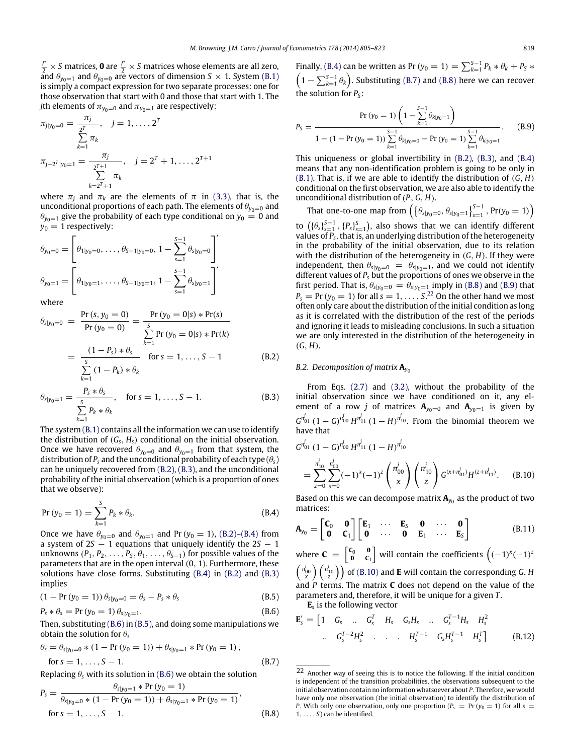$\frac{\Gamma}{2} \times S$ matrices, $\mathbf{0}$ are $\frac{\Gamma}{2} \times S$ matrices whose elements are all zero, and $\theta_{y_0=1}$ and $\theta_{y_0=0}$ are vectors of dimension $S \times 1$. System (B.1) is simply a compact expression for two separate processes: one for those observation that start with 0 and those that start with 1. The $j$th elements of $\pi_{y_0=0}$ and $\pi_{y_0=1}$ are respectively:

$$\pi_{j|y_0=0} = \frac{\pi_j}{\sum_{k=1}^{2^T} \pi_k}, \quad j = 1, \ldots, 2^T$$

$$\pi_{j-2^T|y_0=1} = \frac{\pi_j}{\sum_{k=2^T+1}^{2^{T+1}} \pi_k}, \quad j = 2^T + 1, \ldots, 2^{T+1}$$

where $\pi_j$ and $\pi_k$ are the elements of $\pi$ in (3.3), that is, the unconditional proportions of each path. The elements of $\theta_{y_0=0}$ and $\theta_{y_0=1}$ give the probability of each type conditional on $y_0 = 0$ and $y_0 = 1$ respectively:

$$\theta_{y_0=0} = \left[\theta_{1|y_0=0}, \ldots, \theta_{S-1|y_0=0}, 1 - \sum_{s=1}^{S-1} \theta_{s|y_0=0}\right]'$$

$$\theta_{y_0=1} = \left[\theta_{1|y_0=1}, \ldots, \theta_{S-1|y_0=1}, 1 - \sum_{s=1}^{S-1} \theta_{s|y_0=1}\right]'$$

where

$$\theta_{s|y_0=0} = \frac{\Pr(s, y_0 = 0)}{\Pr(y_0 = 0)} = \frac{\Pr(y_0 = 0|s) * \Pr(s)}{\sum_{k=1}^{S} \Pr(y_0 = 0|s) * \Pr(k)}$$

$$= \frac{(1 - P_s) * \theta_s}{\sum_{k=1}^{S} (1 - P_k) * \theta_k} \quad \text{for } s = 1, \ldots, S-1 \tag{B.2}$$

$$\theta_{s|y_0=1} = \frac{P_s * \theta_s}{\sum_{k=1}^{S} P_k * \theta_k}, \quad \text{for } s = 1, \ldots, S-1. \tag{B.3}$$

The system (B.1) contains all the information we can use to identify the distribution of $(G_s, H_s)$ conditional on the initial observation. Once we have recovered $\theta_{y_0=0}$ and $\theta_{y_0=1}$ from that system, the distribution of $P_s$ and the unconditional probability of each type ($\theta_s$) can be uniquely recovered from (B.2), (B.3), and the unconditional probability of the initial observation (which is a proportion of ones that we observe):

$$\Pr(y_0 = 1) = \sum_{k=1}^{S} P_k * \theta_k. \tag{B.4}$$

Once we have $\theta_{y_0=0}$ and $\theta_{y_0=1}$ and $\Pr(y_0 = 1)$, (B.2)–(B.4) from a system of $2S - 1$ equations that uniquely identify the $2S - 1$ unknowns $(P_1, P_2, \ldots, P_S, \theta_1, \ldots, \theta_{S-1})$ for possible values of the parameters that are in the open interval $(0, 1)$. Furthermore, these solutions have close forms. Substituting (B.4) in (B.2) and (B.3) implies

$$(1 - \Pr(y_0 = 1))\, \theta_{s|y_0=0} = \theta_s - P_s * \theta_s \tag{B.5}$$

$$P_s * \theta_s = \Pr(y_0 = 1)\, \theta_{s|y_0=1}. \tag{B.6}$$

Then, substituting (B.6) in (B.5), and doing some manipulations we obtain the solution for $\theta_s$

$$\theta_s = \theta_{s|y_0=0} * (1 - \Pr(y_0 = 1)) + \theta_{s|y_0=1} * \Pr(y_0 = 1),$$
$$\text{for } s = 1, \ldots, S-1. \tag{B.7}$$

Replacing $\theta_s$ with its solution in (B.6) we obtain the solution

$$P_s = \frac{\theta_{s|y_0=1} * \Pr(y_0 = 1)}{\theta_{s|y_0=0} * (1 - \Pr(y_0 = 1)) + \theta_{s|y_0=1} * \Pr(y_0 = 1)},$$
$$\text{for } s = 1, \ldots, S-1. \tag{B.8}$$

Finally, (B.4) can be written as $\Pr(y_0 = 1) = \sum_{k=1}^{S-1} P_k * \theta_k + P_S * \left(1 - \sum_{k=1}^{S-1} \theta_k\right)$. Substituting (B.7) and (B.8) here we can recover the solution for $P_S$:

$$P_S = \frac{\Pr(y_0 = 1)\left(1 - \sum_{k=1}^{S-1} \theta_{k|y_0=1}\right)}{1 - (1 - \Pr(y_0 = 1)) \sum_{k=1}^{S-1} \theta_{k|y_0=0} - \Pr(y_0 = 1) \sum_{k=1}^{S-1} \theta_{k|y_0=1}}. \tag{B.9}$$

This uniqueness or global invertibility in (B.2), (B.3), and (B.4) means that any non-identification problem is going to be only in (B.1). That is, if we are able to identify the distribution of $(G, H)$ conditional on the first observation, we are also able to identify the unconditional distribution of $(P, G, H)$.

That one-to-one map from $\left(\{\theta_{s|y_0=0}, \theta_{s|y_0=1}\}_{s=1}^{S-1}, \Pr(y_0 = 1)\right)$ to $\left(\{\theta_s\}_{s=1}^{S-1}, \{P_s\}_{s=1}^{S}\right)$, also shows that we can identify different values of $P_s$, that is, an underlying distribution of the heterogeneity in the probability of the initial observation, due to its relation with the distribution of the heterogeneity in $(G, H)$. If they were independent, then $\theta_{s|y_0=0} = \theta_{s|y_0=1}$, and we could not identify different values of $P_s$ but the proportions of ones we observe in the first period. That is, $\theta_{s|y_0=0} = \theta_{s|y_0=1}$ imply in (B.8) and (B.9) that $P_s = \Pr(y_0 = 1)$ for all $s = 1, \ldots, S$.[22] On the other hand we most often only care about the distribution of the initial condition as long as it is correlated with the distribution of the rest of the periods and ignoring it leads to misleading conclusions. In such a situation we are only interested in the distribution of the heterogeneity in $(G, H)$.

### B.2. Decomposition of matrix $\mathbf{A}_{y_0}$

From Eqs. (2.7) and (3.2), without the probability of the initial observation since we have conditioned on it, any element of a row $j$ of matrices $\mathbf{A}_{y_0=0}$ and $\mathbf{A}_{y_0=1}$ is given by $G^{n_{01}^j}(1 - G)^{n_{00}^j} H^{n_{11}^j}(1 - H)^{n_{10}^j}$. From the binomial theorem we have that

$$G^{n_{01}^j}(1 - G)^{n_{00}^j} H^{n_{11}^j}(1 - H)^{n_{10}^j}$$
$$= \sum_{z=0}^{n_{10}^j} \sum_{x=0}^{n_{00}^j} (-1)^x (-1)^z \binom{n_{00}^j}{x} \binom{n_{10}^j}{z} G^{(x+n_{01}^j)} H^{(z+n_{11}^j)}. \tag{B.10}$$

Based on this we can decompose matrix $\mathbf{A}_{y_0}$ as the product of two matrices:

$$\mathbf{A}_{y_0} = \begin{bmatrix} \mathbf{C}_0 & \mathbf{0} \\ \mathbf{0} & \mathbf{C}_1 \end{bmatrix} \begin{bmatrix} \mathbf{E}_1 & \cdots & \mathbf{E}_S & \mathbf{0} & \cdots & \mathbf{0} \\ \mathbf{0} & \cdots & \mathbf{0} & \mathbf{E}_1 & \cdots & \mathbf{E}_S \end{bmatrix} \tag{B.11}$$

where $\mathbf{C} = \begin{bmatrix} \mathbf{C}_0 & \mathbf{0} \\ \mathbf{0} & \mathbf{C}_1 \end{bmatrix}$ will contain the coefficients $\left((-1)^x(-1)^z \binom{n_{00}^j}{x}\binom{n_{10}^j}{z}\right)$ of (B.10) and $\mathbf{E}$ will contain the corresponding $G, H$ and $P$ terms. The matrix $\mathbf{C}$ does not depend on the value of the parameters and, therefore, it will be unique for a given $T$.

$\mathbf{E}_s$ is the following vector

$$\mathbf{E}'_s = \begin{bmatrix} 1 & G_s & .. & G_s^T & H_s & G_s H_s & .. & G_s^{T-1} H_s & H_s^2 \\ & .. & G_s^{T-2} H_s^2 & . & . & . & H_s^{T-1} & G_s H_s^{T-1} & H_s^T \end{bmatrix} \tag{B.12}$$

---

[22] Another way of seeing this is to notice the following. If the initial condition is independent of the transition probabilities, the observations subsequent to the initial observation contain no information whatsoever about $P$. Therefore, we would have only one observation (the initial observation) to identify the distribution of $P$. With only one observation, only one proportion ($P_s = \Pr(y_0 = 1)$ for all $s = 1, \ldots, S$) can be identified.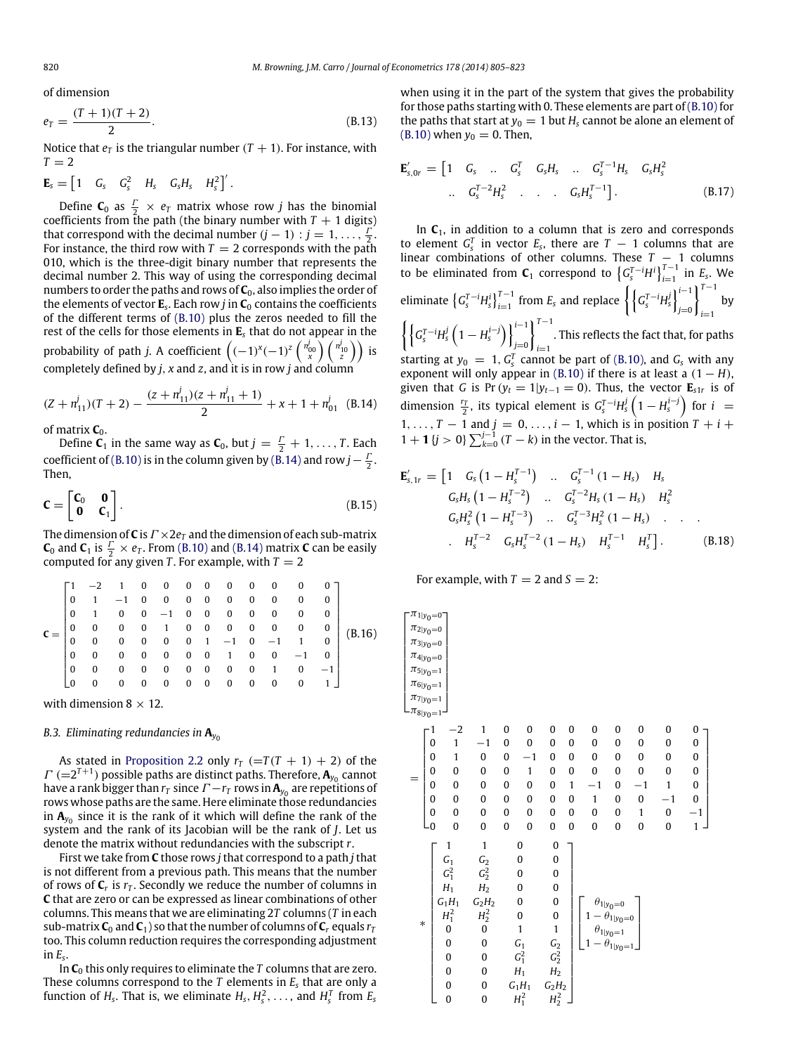of dimension

$$e_T = \frac{(T+1)(T+2)}{2}. \tag{B.13}$$

Notice that $e_T$ is the triangular number $(T+1)$. For instance, with $T=2$

$$\mathbf{E}_s = \begin{bmatrix} 1 & G_s & G_s^2 & H_s & G_s H_s & H_s^2 \end{bmatrix}'.$$

Define $\mathbf{C}_0$ as $\frac{\Gamma}{2} \times e_T$ matrix whose row $j$ has the binomial coefficients from the path (the binary number with $T+1$ digits) that correspond with the decimal number $(j-1) : j = 1, \ldots, \frac{\Gamma}{2}$. For instance, the third row with $T = 2$ corresponds with the path 010, which is the three-digit binary number that represents the decimal number 2. This way of using the corresponding decimal numbers to order the paths and rows of $\mathbf{C}_0$, also implies the order of the elements of vector $\mathbf{E}_s$. Each row $j$ in $\mathbf{C}_0$ contains the coefficients of the different terms of (B.10) plus the zeros needed to fill the rest of the cells for those elements in $\mathbf{E}_s$ that do not appear in the probability of path $j$. A coefficient $\left((-1)^x(-1)^z \binom{n_{00}^j}{x}\binom{n_{10}^j}{z}\right)$ is completely defined by $j$, $x$ and $z$, and it is in row $j$ and column

$$(Z + n_{11}^j)(T+2) - \frac{(z + n_{11}^j)(z + n_{11}^j + 1)}{2} + x + 1 + n_{01}^j \tag{B.14}$$

of matrix $\mathbf{C}_0$.

Define $\mathbf{C}_1$ in the same way as $\mathbf{C}_0$, but $j = \frac{\Gamma}{2} + 1, \ldots, T$. Each coefficient of (B.10) is in the column given by (B.14) and row $j - \frac{\Gamma}{2}$. Then,

$$\mathbf{C} = \begin{bmatrix} \mathbf{C}_0 & \mathbf{0} \\ \mathbf{0} & \mathbf{C}_1 \end{bmatrix}. \tag{B.15}$$

The dimension of $\mathbf{C}$ is $\Gamma \times 2e_T$ and the dimension of each sub-matrix $\mathbf{C}_0$ and $\mathbf{C}_1$ is $\frac{\Gamma}{2} \times e_T$. From (B.10) and (B.14) matrix $\mathbf{C}$ can be easily computed for any given $T$. For example, with $T = 2$

$$\mathbf{C} = \begin{bmatrix} 1 & -2 & 1 & 0 & 0 & 0 & 0 & 0 & 0 & 0 & 0 & 0 \\ 0 & 1 & -1 & 0 & 0 & 0 & 0 & 0 & 0 & 0 & 0 & 0 \\ 0 & 1 & 0 & 0 & -1 & 0 & 0 & 0 & 0 & 0 & 0 & 0 \\ 0 & 0 & 0 & 0 & 1 & 0 & 0 & 0 & 0 & 0 & 0 & 0 \\ 0 & 0 & 0 & 0 & 0 & 0 & 1 & -1 & 0 & -1 & 1 & 0 \\ 0 & 0 & 0 & 0 & 0 & 0 & 0 & 1 & 0 & 0 & -1 & 0 \\ 0 & 0 & 0 & 0 & 0 & 0 & 0 & 0 & 0 & 1 & 0 & -1 \\ 0 & 0 & 0 & 0 & 0 & 0 & 0 & 0 & 0 & 0 & 0 & 1 \end{bmatrix} \tag{B.16}$$

with dimension $8 \times 12$.

### B.3. Eliminating redundancies in $\mathbf{A}_{y_0}$

As stated in Proposition 2.2 only $r_T$ $(=T(T+1)+2)$ of the $\Gamma$ $(=2^{T+1})$ possible paths are distinct paths. Therefore, $\mathbf{A}_{y_0}$ cannot have a rank bigger than $r_T$ since $\Gamma - r_T$ rows in $\mathbf{A}_{y_0}$ are repetitions of rows whose paths are the same. Here eliminate those redundancies in $\mathbf{A}_{y_0}$ since it is the rank of it which will define the rank of the system and the rank of its Jacobian will be the rank of $J$. Let us denote the matrix without redundancies with the subscript $r$.

First we take from $\mathbf{C}$ those rows $j$ that correspond to a path $j$ that is not different from a previous path. This means that the number of rows of $\mathbf{C}_r$ is $r_T$. Secondly we reduce the number of columns in $\mathbf{C}$ that are zero or can be expressed as linear combinations of other columns. This means that we are eliminating $2T$ columns ($T$ in each sub-matrix $\mathbf{C}_0$ and $\mathbf{C}_1$) so that the number of columns of $\mathbf{C}_r$ equals $r_T$ too. This column reduction requires the corresponding adjustment in $E_s$.

In $\mathbf{C}_0$ this only requires to eliminate the $T$ columns that are zero. These columns correspond to the $T$ elements in $E_s$ that are only a function of $H_s$. That is, we eliminate $H_s, H_s^2, \ldots,$ and $H_s^T$ from $E_s$ when using it in the part of the system that gives the probability for those paths starting with 0. These elements are part of (B.10) for the paths that start at $y_0 = 1$ but $H_s$ cannot be alone an element of (B.10) when $y_0 = 0$. Then,

$$\mathbf{E}_{s,0r}' = \begin{bmatrix} 1 & G_s & .. & G_s^T & G_s H_s & .. & G_s^{T-1} H_s & G_s H_s^2 \\ & .. & G_s^{T-2} H_s^2 & . & . & . & G_s H_s^{T-1} \end{bmatrix}. \tag{B.17}$$

In $\mathbf{C}_1$, in addition to a column that is zero and corresponds to element $G_s^T$ in vector $E_s$, there are $T-1$ columns that are linear combinations of other columns. These $T-1$ columns to be eliminated from $\mathbf{C}_1$ correspond to $\left\{G_s^{T-i}H^i\right\}_{i=1}^{T-1}$ in $E_s$. We eliminate $\left\{G_s^{T-i}H_s^i\right\}_{i=1}^{T-1}$ from $E_s$ and replace $\left\{\left\{G_s^{T-i}H_s^j\right\}_{j=0}^{i-1}\right\}_{i=1}^{T-1}$ by $\left\{\left\{G_s^{T-i}H_s^j\left(1-H_s^{i-j}\right)\right\}_{j=0}^{i-1}\right\}_{i=1}^{T-1}$. This reflects the fact that, for paths starting at $y_0 = 1$, $G_s^T$ cannot be part of (B.10), and $G_s$ with any exponent will only appear in (B.10) if there is at least a $(1-H)$, given that $G$ is $\Pr(y_t = 1|y_{t-1} = 0)$. Thus, the vector $\mathbf{E}_{s1r}$ is of dimension $\frac{r_T}{2}$, its typical element is $G_s^{T-i}H_s^j\left(1-H_s^{i-j}\right)$ for $i = 1, \ldots, T-1$ and $j = 0, \ldots, i-1$, which is in position $T + i + 1 + \mathbf{1}\{j > 0\}\sum_{k=0}^{j-1}(T-k)$ in the vector. That is,

$$\begin{aligned} \mathbf{E}_{s,1r}' = \big[ & 1 \quad G_s\left(1-H_s^{T-1}\right) \quad .. \quad G_s^{T-1}\left(1-H_s\right) \quad H_s \\ & G_s H_s\left(1-H_s^{T-2}\right) \quad .. \quad G_s^{T-2}H_s\left(1-H_s\right) \quad H_s^2 \\ & G_s H_s^2\left(1-H_s^{T-3}\right) \quad .. \quad G_s^{T-3}H_s^2\left(1-H_s\right) \quad . \quad . \quad . \\ & . \quad H_s^{T-2} \quad G_s H_s^{T-2}\left(1-H_s\right) \quad H_s^{T-1} \quad H_s^T \big]. \end{aligned} \tag{B.18}$$

For example, with $T = 2$ and $S = 2$:

$$\begin{bmatrix} \pi_{1|y_0=0} \\ \pi_{2|y_0=0} \\ \pi_{3|y_0=0} \\ \pi_{4|y_0=0} \\ \pi_{5|y_0=1} \\ \pi_{6|y_0=1} \\ \pi_{7|y_0=1} \\ \pi_{8|y_0=1} \end{bmatrix} = \begin{bmatrix} 1 & -2 & 1 & 0 & 0 & 0 & 0 & 0 & 0 & 0 & 0 & 0 \\ 0 & 1 & -1 & 0 & 0 & 0 & 0 & 0 & 0 & 0 & 0 & 0 \\ 0 & 1 & 0 & 0 & -1 & 0 & 0 & 0 & 0 & 0 & 0 & 0 \\ 0 & 0 & 0 & 0 & 1 & 0 & 0 & 0 & 0 & 0 & 0 & 0 \\ 0 & 0 & 0 & 0 & 0 & 0 & 1 & -1 & 0 & -1 & 1 & 0 \\ 0 & 0 & 0 & 0 & 0 & 0 & 0 & 1 & 0 & 0 & -1 & 0 \\ 0 & 0 & 0 & 0 & 0 & 0 & 0 & 0 & 0 & 1 & 0 & -1 \\ 0 & 0 & 0 & 0 & 0 & 0 & 0 & 0 & 0 & 0 & 0 & 1 \end{bmatrix} * \begin{bmatrix} 1 & 1 & 0 & 0 \\ G_1 & G_2 & 0 & 0 \\ G_1^2 & G_2^2 & 0 & 0 \\ H_1 & H_2 & 0 & 0 \\ G_1H_1 & G_2H_2 & 0 & 0 \\ H_1^2 & H_2^2 & 0 & 0 \\ 0 & 0 & 1 & 1 \\ 0 & 0 & G_1 & G_2 \\ 0 & 0 & G_1^2 & G_2^2 \\ 0 & 0 & H_1 & H_2 \\ 0 & 0 & G_1H_1 & G_2H_2 \\ 0 & 0 & H_1^2 & H_2^2 \end{bmatrix} \begin{bmatrix} \theta_{1|y_0=0} \\ 1-\theta_{1|y_0=0} \\ \theta_{1|y_0=1} \\ 1-\theta_{1|y_0=1} \end{bmatrix}$$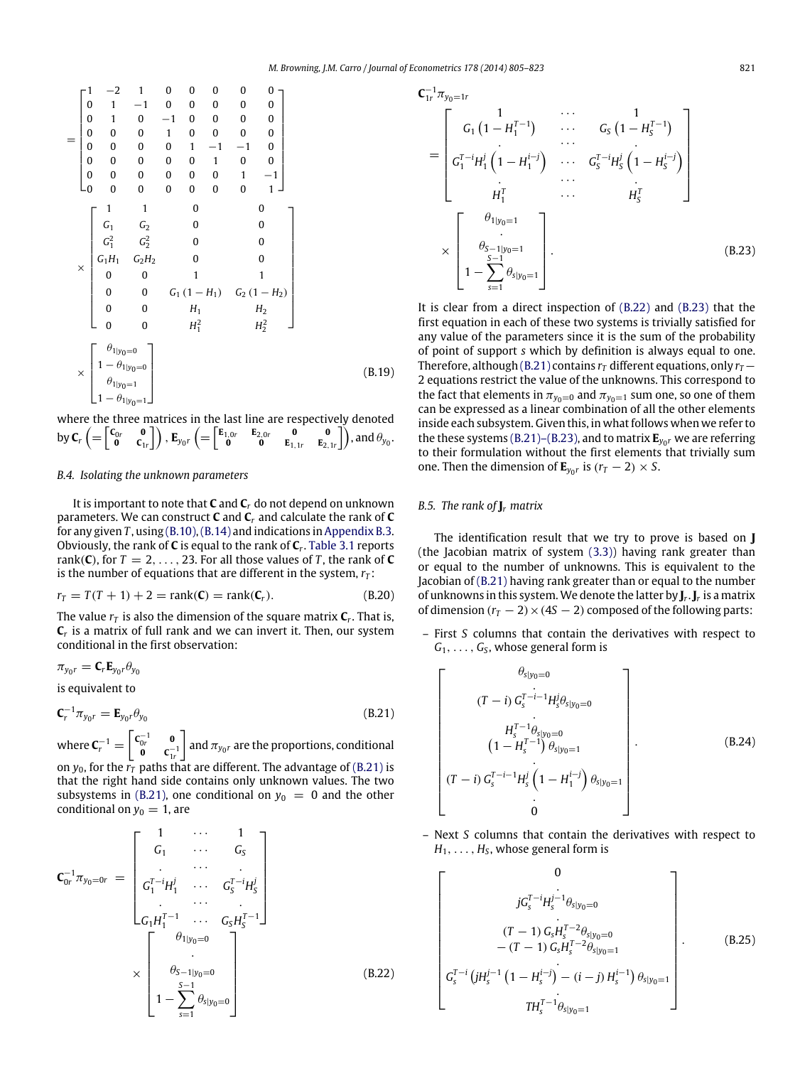$$
= \begin{bmatrix} 1 & -2 & 1 & 0 & 0 & 0 & 0 & 0 \\ 0 & 1 & -1 & 0 & 0 & 0 & 0 & 0 \\ 0 & 1 & 0 & -1 & 0 & 0 & 0 & 0 \\ 0 & 0 & 0 & 1 & 0 & 0 & 0 & 0 \\ 0 & 0 & 0 & 0 & 1 & -1 & -1 & 0 \\ 0 & 0 & 0 & 0 & 0 & 1 & 0 & 0 \\ 0 & 0 & 0 & 0 & 0 & 0 & 1 & -1 \\ 0 & 0 & 0 & 0 & 0 & 0 & 0 & 1 \end{bmatrix} \times \begin{bmatrix} 1 & 1 & 0 & 0 \\ G_1 & G_2 & 0 & 0 \\ G_1^2 & G_2^2 & 0 & 0 \\ G_1 H_1 & G_2 H_2 & 0 & 0 \\ 0 & 0 & 1 & 1 \\ 0 & 0 & G_1(1-H_1) & G_2(1-H_2) \\ 0 & 0 & H_1 & H_2 \\ 0 & 0 & H_1^2 & H_2^2 \end{bmatrix} \times \begin{bmatrix} \theta_{1|y_0=0} \\ 1-\theta_{1|y_0=0} \\ \theta_{1|y_0=1} \\ 1-\theta_{1|y_0=1} \end{bmatrix} \tag{B.19}
$$

where the three matrices in the last line are respectively denoted by $\mathbf{C}_r \left( = \begin{bmatrix} \mathbf{C}_{0r} & \mathbf{0} \\ \mathbf{0} & \mathbf{C}_{1r} \end{bmatrix} \right)$, $\mathbf{E}_{y_0 r} \left( = \begin{bmatrix} \mathbf{E}_{1,0r} & \mathbf{E}_{2,0r} & \mathbf{0} & \mathbf{0} \\ \mathbf{0} & \mathbf{0} & \mathbf{E}_{1,1r} & \mathbf{E}_{2,1r} \end{bmatrix} \right)$, and $\theta_{y_0}$.

### B.4. Isolating the unknown parameters

It is important to note that $\mathbf{C}$ and $\mathbf{C}_r$ do not depend on unknown parameters. We can construct $\mathbf{C}$ and $\mathbf{C}_r$ and calculate the rank of $\mathbf{C}$ for any given $T$, using (B.10), (B.14) and indications in Appendix B.3. Obviously, the rank of $\mathbf{C}$ is equal to the rank of $\mathbf{C}_r$. Table 3.1 reports rank($\mathbf{C}$), for $T = 2, \ldots, 23$. For all those values of $T$, the rank of $\mathbf{C}$ is the number of equations that are different in the system, $r_T$:

$$
r_T = T(T+1) + 2 = \text{rank}(\mathbf{C}) = \text{rank}(\mathbf{C}_r). \tag{B.20}
$$

The value $r_T$ is also the dimension of the square matrix $\mathbf{C}_r$. That is, $\mathbf{C}_r$ is a matrix of full rank and we can invert it. Then, our system conditional in the first observation:

$$
\pi_{y_0 r} = \mathbf{C}_r \mathbf{E}_{y_0 r} \theta_{y_0}
$$

is equivalent to

$$
\mathbf{C}_r^{-1} \pi_{y_0 r} = \mathbf{E}_{y_0 r} \theta_{y_0} \tag{B.21}
$$

where $\mathbf{C}_r^{-1} = \begin{bmatrix} \mathbf{C}_{0r}^{-1} & \mathbf{0} \\ \mathbf{0} & \mathbf{C}_{1r}^{-1} \end{bmatrix}$ and $\pi_{y_0 r}$ are the proportions, conditional on $y_0$, for the $r_T$ paths that are different. The advantage of (B.21) is that the right hand side contains only unknown values. The two subsystems in (B.21), one conditional on $y_0 = 0$ and the other conditional on $y_0 = 1$, are

$$
\mathbf{C}_{0r}^{-1} \pi_{y_0 = 0r} = \begin{bmatrix} 1 & \cdots & 1 \\ G_1 & \cdots & G_S \\ \cdot & \cdots & \cdot \\ G_1^{T-i} H_1^j & \cdots & G_S^{T-i} H_S^j \\ \cdot & \cdots & \cdot \\ G_1 H_1^{T-1} & \cdots & G_S H_S^{T-1} \end{bmatrix} \times \begin{bmatrix} \theta_{1|y_0=0} \\ \cdot \\ \theta_{S-1|y_0=0} \\ 1 - \sum_{s=1}^{S-1} \theta_{s|y_0=0} \end{bmatrix} \tag{B.22}
$$

$$
\mathbf{C}_{1r}^{-1} \pi_{y_0 = 1r} = \begin{bmatrix} 1 & \cdots & 1 \\ G_1\left(1 - H_1^{T-1}\right) & \cdots & G_S\left(1 - H_S^{T-1}\right) \\ \cdot & \cdots & \cdot \\ G_1^{T-i} H_1^j \left(1 - H_1^{i-j}\right) & \cdots & G_S^{T-i} H_S^j \left(1 - H_S^{i-j}\right) \\ \cdot & \cdots & \cdot \\ H_1^T & \cdots & H_S^T \end{bmatrix} \times \begin{bmatrix} \theta_{1|y_0=1} \\ \cdot \\ \theta_{S-1|y_0=1} \\ 1 - \sum_{s=1}^{S-1} \theta_{s|y_0=1} \end{bmatrix}. \tag{B.23}
$$

It is clear from a direct inspection of (B.22) and (B.23) that the first equation in each of these two systems is trivially satisfied for any value of the parameters since it is the sum of the probability of point of support $s$ which by definition is always equal to one. Therefore, although (B.21) contains $r_T$ different equations, only $r_T - 2$ equations restrict the value of the unknowns. This correspond to the fact that elements in $\pi_{y_0=0}$ and $\pi_{y_0=1}$ sum one, so one of them can be expressed as a linear combination of all the other elements inside each subsystem. Given this, in what follows when we refer to the these systems (B.21)–(B.23), and to matrix $\mathbf{E}_{y_0 r}$ we are referring to their formulation without the first elements that trivially sum one. Then the dimension of $\mathbf{E}_{y_0 r}$ is $(r_T - 2) \times S$.

### B.5. The rank of $\mathbf{J}_r$ matrix

The identification result that we try to prove is based on $\mathbf{J}$ (the Jacobian matrix of system (3.3)) having rank greater than or equal to the number of unknowns. This is equivalent to the Jacobian of (B.21) having rank greater than or equal to the number of unknowns in this system. We denote the latter by $\mathbf{J}_r$. $\mathbf{J}_r$ is a matrix of dimension $(r_T - 2) \times (4S - 2)$ composed of the following parts:

– First $S$ columns that contain the derivatives with respect to $G_1, \ldots, G_S$, whose general form is

$$
\begin{bmatrix} \theta_{s|y_0=0} \\ \cdot \\ (T-i)\, G_s^{T-i-1} H_s^j \theta_{s|y_0=0} \\ \cdot \\ H_s^{T-1} \theta_{s|y_0=0} \\ \left(1 - H_s^{T-1}\right) \theta_{s|y_0=1} \\ \cdot \\ (T-i)\, G_s^{T-i-1} H_s^j \left(1 - H_1^{i-j}\right) \theta_{s|y_0=1} \\ \cdot \\ 0 \end{bmatrix}. \tag{B.24}
$$

– Next $S$ columns that contain the derivatives with respect to $H_1, \ldots, H_S$, whose general form is

$$
\begin{bmatrix} 0 \\ \cdot \\ j G_s^{T-i} H_s^{j-1} \theta_{s|y_0=0} \\ \cdot \\ (T-1)\, G_s H_s^{T-2} \theta_{s|y_0=0} \\ -(T-1)\, G_s H_s^{T-2} \theta_{s|y_0=1} \\ \cdot \\ G_s^{T-i} \left( j H_s^{j-1} \left(1 - H_s^{i-j}\right) - (i-j) H_s^{i-1} \right) \theta_{s|y_0=1} \\ \cdot \\ T H_s^{T-1} \theta_{s|y_0=1} \end{bmatrix}. \tag{B.25}
$$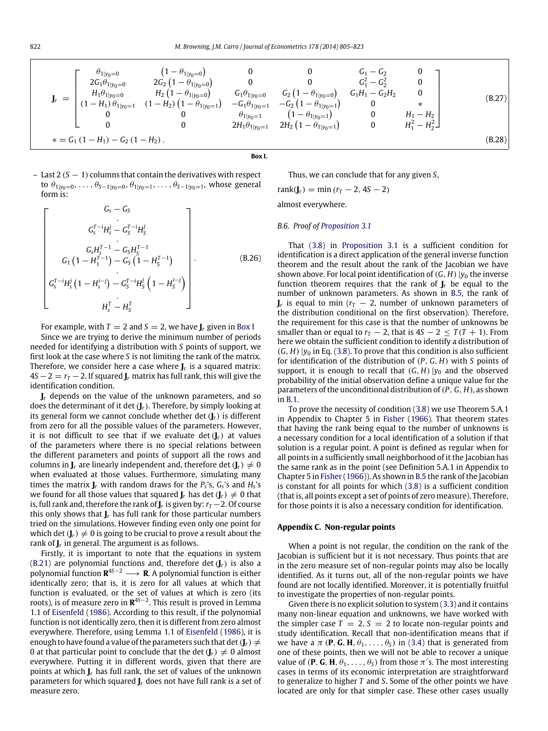$$
\mathbf{J}_r = \begin{bmatrix}
\theta_{1|y_0=0} & \left(1-\theta_{1|y_0=0}\right) & 0 & 0 & G_1 - G_2 & 0 \\
2G_1\theta_{1|y_0=0} & 2G_2\left(1-\theta_{1|y_0=0}\right) & 0 & 0 & G_1^2 - G_2^2 & 0 \\
H_1\theta_{1|y_0=0} & H_2\left(1-\theta_{1|y_0=0}\right) & G_1\theta_{1|y_0=0} & G_2\left(1-\theta_{1|y_0=0}\right) & G_1H_1 - G_2H_2 & 0 \\
(1-H_1)\theta_{1|y_0=1} & (1-H_2)\left(1-\theta_{1|y_0=1}\right) & -G_1\theta_{1|y_0=1} & -G_2\left(1-\theta_{1|y_0=1}\right) & 0 & * \\
0 & 0 & \theta_{1|y_0=1} & \left(1-\theta_{1|y_0=1}\right) & 0 & H_1 - H_2 \\
0 & 0 & 2H_1\theta_{1|y_0=1} & 2H_2\left(1-\theta_{1|y_0=1}\right) & 0 & H_1^2 - H_2^2
\end{bmatrix} \tag{B.27}
$$

$$
* = G_1(1-H_1) - G_2(1-H_2). \tag{B.28}
$$

**Box I.**

– Last $2(S-1)$ columns that contain the derivatives with respect to $\theta_{1|y_0=0}, \ldots, \theta_{S-1|y_0=0}, \theta_{1|y_0=1}, \ldots, \theta_{S-1|y_0=1}$, whose general form is:

$$
\begin{bmatrix}
G_s - G_S \\
\cdot \\
G_s^{T-i}H_s^j - G_S^{T-i}H_S^j \\
\cdot \\
G_sH_s^{T-1} - G_SH_S^{T-1} \\
G_1\left(1-H_1^{T-1}\right) - G_S\left(1-H_S^{T-1}\right) \\
\cdot \\
G_s^{T-i}H_s^j\left(1-H_s^{i-j}\right) - G_S^{T-i}H_S^j\left(1-H_S^{i-j}\right) \\
\cdot \\
H_s^T - H_S^T
\end{bmatrix}. \tag{B.26}
$$

For example, with $T=2$ and $S=2$, we have $\mathbf{J}_r$ given in Box I

Since we are trying to derive the minimum number of periods needed for identifying a distribution with $S$ points of support, we first look at the case where $S$ is not limiting the rank of the matrix. Therefore, we consider here a case where $\mathbf{J}_r$ is a squared matrix: $4S-2 = r_T - 2$. If squared $\mathbf{J}_r$ matrix has full rank, this will give the identification condition.

$\mathbf{J}_r$ depends on the value of the unknown parameters, and so does the determinant of it $\det(\mathbf{J}_r)$. Therefore, by simply looking at its general form we cannot conclude whether $\det(\mathbf{J}_r)$ is different from zero for all the possible values of the parameters. However, it is not difficult to see that if we evaluate $\det(\mathbf{J}_r)$ at values of the parameters where there is no special relations between the different parameters and points of support all the rows and columns in $\mathbf{J}_r$ are linearly independent and, therefore $\det(\mathbf{J}_r) \neq 0$ when evaluated at those values. Furthermore, simulating many times the matrix $\mathbf{J}_r$ with random draws for the $P_s$'s, $G_s$'s and $H_s$'s we found for all those values that squared $\mathbf{J}_r$ has $\det(\mathbf{J}_r) \neq 0$ that is, full rank, and therefore the rank of $\mathbf{J}_r$ is given by: $r_T - 2$. Of course this only shows that $\mathbf{J}_r$ has full rank for those particular numbers tried on the simulations. However finding even only one point for which $\det(\mathbf{J}_r) \neq 0$ is going to be crucial to prove a result about the rank of $\mathbf{J}_r$ in general. The argument is as follows.

Firstly, it is important to note that the equations in system (B.21) are polynomial functions and, therefore $\det(\mathbf{J}_r)$ is also a polynomial function $\mathbf{R}^{4S-2} \longrightarrow \mathbf{R}$. A polynomial function is either identically zero; that is, it is zero for all values at which that function is evaluated, or the set of values at which is zero (its roots), is of measure zero in $\mathbf{R}^{4S-2}$. This result is proved in Lemma 1.1 of Eisenfeld (1986). According to this result, if the polynomial function is not identically zero, then it is different from zero almost everywhere. Therefore, using Lemma 1.1 of Eisenfeld (1986), it is enough to have found a value of the parameters such that $\det(\mathbf{J}_r) \neq 0$ at that particular point to conclude that the $\det(\mathbf{J}_r) \neq 0$ almost everywhere. Putting it in different words, given that there are points at which $\mathbf{J}_r$ has full rank, the set of values of the unknown parameters for which squared $\mathbf{J}_r$ does not have full rank is a set of measure zero.

Thus, we can conclude that for any given $S$,

$\text{rank}(\mathbf{J}_r) = \min(r_T - 2, 4S - 2)$

almost everywhere.

### B.6. Proof of Proposition 3.1

That (3.8) in Proposition 3.1 is a sufficient condition for identification is a direct application of the general inverse function theorem and the result about the rank of the Jacobian we have shown above. For local point identification of $(G, H)\,|y_0$ the inverse function theorem requires that the rank of $\mathbf{J}_r$ be equal to the number of unknown parameters. As shown in B.5, the rank of $\mathbf{J}_r$ is equal to min ($r_T - 2$, number of unknown parameters of the distribution conditional on the first observation). Therefore, the requirement for this case is that the number of unknowns be smaller than or equal to $r_T - 2$, that is $4S - 2 \leq T(T+1)$. From here we obtain the sufficient condition to identify a distribution of $(G, H)\,|y_0$ in Eq. (3.8). To prove that this condition is also sufficient for identification of the distribution of $(P, G, H)$ with $S$ points of support, it is enough to recall that $(G, H)\,|y_0$ and the observed probability of the initial observation define a unique value for the parameters of the unconditional distribution of $(P, G, H)$, as shown in B.1.

To prove the necessity of condition (3.8) we use Theorem 5.A.1 in Appendix to Chapter 5 in Fisher (1966). That theorem states that having the rank being equal to the number of unknowns is a necessary condition for a local identification of a solution if that solution is a regular point. A point is defined as regular when for all points in a sufficiently small neighborhood of it the Jacobian has the same rank as in the point (see Definition 5.A.1 in Appendix to Chapter 5 in Fisher (1966)). As shown in B.5 the rank of the Jacobian is constant for all points for which (3.8) is a sufficient condition (that is, all points except a set of points of zero measure). Therefore, for those points it is also a necessary condition for identification.

## Appendix C. Non-regular points

When a point is not regular, the condition on the rank of the Jacobian is sufficient but it is not necessary. Thus points that are in the zero measure set of non-regular points may also be locally identified. As it turns out, all of the non-regular points we have found are not locally identified. Moreover, it is potentially fruitful to investigate the properties of non-regular points.

Given there is no explicit solution to system (3.3) and it contains many non-linear equation and unknowns, we have worked with the simpler case $T = 2$, $S = 2$ to locate non-regular points and study identification. Recall that non-identification means that if we have a $\pi$ $(\mathbf{P}, \mathbf{G}, \mathbf{H}, \theta_1, \ldots, \theta_S)$ in (3.4) that is generated from one of these points, then we will not be able to recover a unique value of $(\mathbf{P}, \mathbf{G}, \mathbf{H}, \theta_1, \ldots, \theta_S)$ from those $\pi'$s. The most interesting cases in terms of its economic interpretation are straightforward to generalize to higher $T$ and $S$. Some of the other points we have located are only for that simpler case. These other cases usually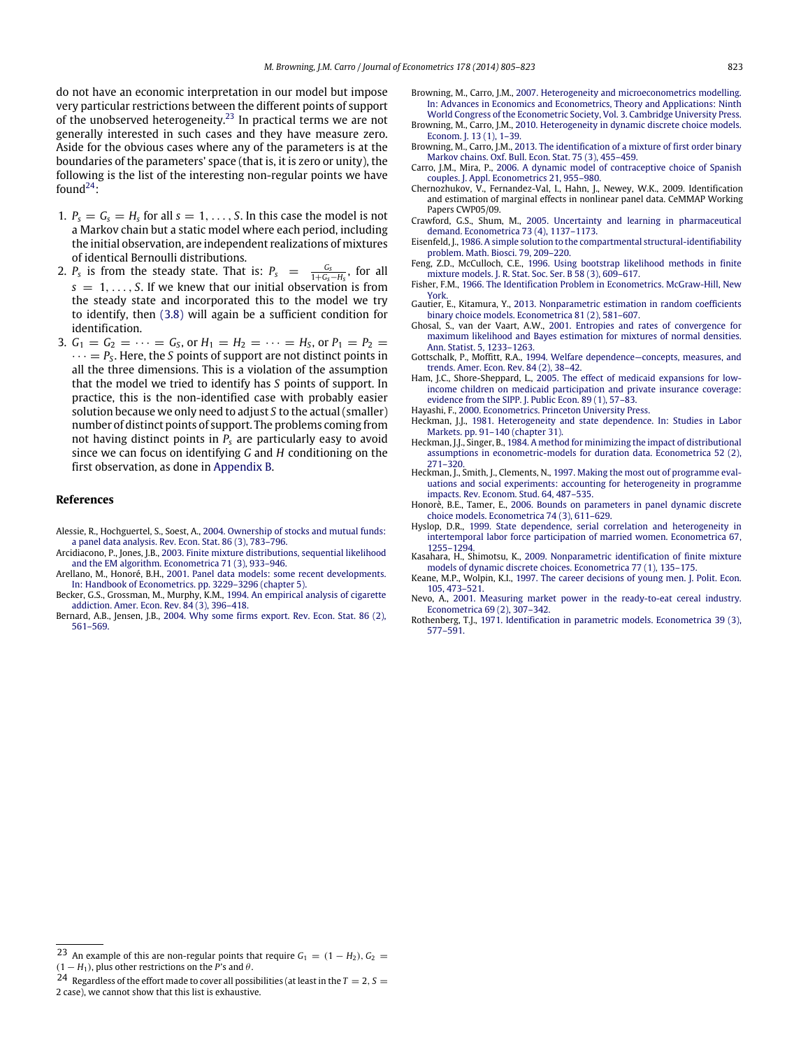do not have an economic interpretation in our model but impose very particular restrictions between the different points of support of the unobserved heterogeneity.[23] In practical terms we are not generally interested in such cases and they have measure zero. Aside for the obvious cases where any of the parameters is at the boundaries of the parameters' space (that is, it is zero or unity), the following is the list of the interesting non-regular points we have found[24]:

1. $P_s = G_s = H_s$ for all $s = 1, \ldots, S$. In this case the model is not a Markov chain but a static model where each period, including the initial observation, are independent realizations of mixtures of identical Bernoulli distributions.
2. $P_s$ is from the steady state. That is: $P_s = \frac{G_s}{1+G_s-H_s}$, for all $s = 1, \ldots, S$. If we knew that our initial observation is from the steady state and incorporated this to the model we try to identify, then (3.8) will again be a sufficient condition for identification.
3. $G_1 = G_2 = \cdots = G_S$, or $H_1 = H_2 = \cdots = H_S$, or $P_1 = P_2 = \cdots = P_S$. Here, the $S$ points of support are not distinct points in all the three dimensions. This is a violation of the assumption that the model we tried to identify has $S$ points of support. In practice, this is the non-identified case with probably easier solution because we only need to adjust $S$ to the actual (smaller) number of distinct points of support. The problems coming from not having distinct points in $P_s$ are particularly easy to avoid since we can focus on identifying $G$ and $H$ conditioning on the first observation, as done in Appendix B.

## References

Alessie, R., Hochguertel, S., Soest, A., 2004. Ownership of stocks and mutual funds: a panel data analysis. Rev. Econ. Stat. 86 (3), 783–796.

Arcidiacono, P., Jones, J.B., 2003. Finite mixture distributions, sequential likelihood and the EM algorithm. Econometrica 71 (3), 933–946.

Arellano, M., Honoré, B.H., 2001. Panel data models: some recent developments. In: Handbook of Econometrics. pp. 3229–3296 (chapter 5).

Becker, G.S., Grossman, M., Murphy, K.M., 1994. An empirical analysis of cigarette addiction. Amer. Econ. Rev. 84 (3), 396–418.

Bernard, A.B., Jensen, J.B., 2004. Why some firms export. Rev. Econ. Stat. 86 (2), 561–569.

Browning, M., Carro, J.M., 2007. Heterogeneity and microeconometrics modelling. In: Advances in Economics and Econometrics, Theory and Applications: Ninth World Congress of the Econometric Society, Vol. 3. Cambridge University Press.

Browning, M., Carro, J.M., 2010. Heterogeneity in dynamic discrete choice models. Econom. J. 13 (1), 1–39.

Browning, M., Carro, J.M., 2013. The identification of a mixture of first order binary Markov chains. Oxf. Bull. Econ. Stat. 75 (3), 455–459.

Carro, J.M., Mira, P., 2006. A dynamic model of contraceptive choice of Spanish couples. J. Appl. Econometrics 21, 955–980.

Chernozhukov, V., Fernandez-Val, I., Hahn, J., Newey, W.K., 2009. Identification and estimation of marginal effects in nonlinear panel data. CeMMAP Working Papers CWP05/09.

Crawford, G.S., Shum, M., 2005. Uncertainty and learning in pharmaceutical demand. Econometrica 73 (4), 1137–1173.

Eisenfeld, J., 1986. A simple solution to the compartmental structural-identifiability problem. Math. Biosci. 79, 209–220.

Feng, Z.D., McCulloch, C.E., 1996. Using bootstrap likelihood methods in finite mixture models. J. R. Stat. Soc. Ser. B 58 (3), 609–617.

Fisher, F.M., 1966. The Identification Problem in Econometrics. McGraw-Hill, New York.

Gautier, E., Kitamura, Y., 2013. Nonparametric estimation in random coefficients binary choice models. Econometrica 81 (2), 581–607.

Ghosal, S., van der Vaart, A.W., 2001. Entropies and rates of convergence for maximum likelihood and Bayes estimation for mixtures of normal densities. Ann. Statist. 5, 1233–1263.

Gottschalk, P., Moffitt, R.A., 1994. Welfare dependence—concepts, measures, and trends. Amer. Econ. Rev. 84 (2), 38–42.

Ham, J.C., Shore-Sheppard, L., 2005. The effect of medicaid expansions for low-income children on medicaid participation and private insurance coverage: evidence from the SIPP. J. Public Econ. 89 (1), 57–83.

Hayashi, F., 2000. Econometrics. Princeton University Press.

Heckman, J.J., 1981. Heterogeneity and state dependence. In: Studies in Labor Markets. pp. 91–140 (chapter 31).

Heckman, J.J., Singer, B., 1984. A method for minimizing the impact of distributional assumptions in econometric-models for duration data. Econometrica 52 (2), 271–320.

Heckman, J., Smith, J., Clements, N., 1997. Making the most out of programme evaluations and social experiments: accounting for heterogeneity in programme impacts. Rev. Econom. Stud. 64, 487–535.

Honorè, B.E., Tamer, E., 2006. Bounds on parameters in panel dynamic discrete choice models. Econometrica 74 (3), 611–629.

Hyslop, D.R., 1999. State dependence, serial correlation and heterogeneity in intertemporal labor force participation of married women. Econometrica 67, 1255–1294.

Kasahara, H., Shimotsu, K., 2009. Nonparametric identification of finite mixture models of dynamic discrete choices. Econometrica 77 (1), 135–175.

Keane, M.P., Wolpin, K.I., 1997. The career decisions of young men. J. Polit. Econ. 105, 473–521.

Nevo, A., 2001. Measuring market power in the ready-to-eat cereal industry. Econometrica 69 (2), 307–342.

Rothenberg, T.J., 1971. Identification in parametric models. Econometrica 39 (3), 577–591.

[23] An example of this are non-regular points that require $G_1 = (1 - H_2)$, $G_2 = (1 - H_1)$, plus other restrictions on the $P$'s and $\theta$.

[24] Regardless of the effort made to cover all possibilities (at least in the $T = 2$, $S = 2$ case), we cannot show that this list is exhaustive.